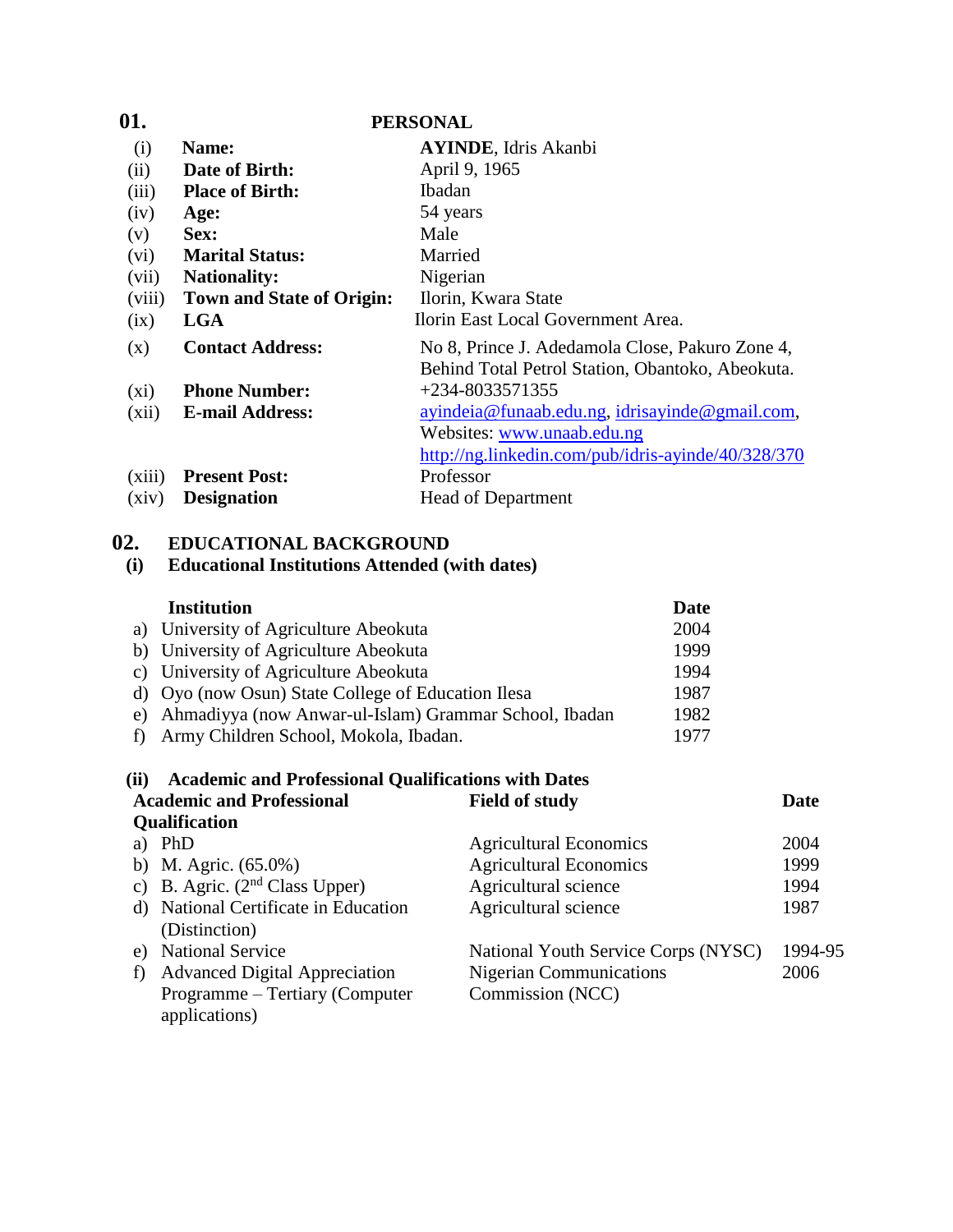## 01. PERSONAL

| | | |
|---|---|---|
| (i) | **Name:** | **AYINDE**, Idris Akanbi |
| (ii) | **Date of Birth:** | April 9, 1965 |
| (iii) | **Place of Birth:** | Ibadan |
| (iv) | **Age:** | 54 years |
| (v) | **Sex:** | Male |
| (vi) | **Marital Status:** | Married |
| (vii) | **Nationality:** | Nigerian |
| (viii) | **Town and State of Origin:** | Ilorin, Kwara State |
| (ix) | **LGA** | Ilorin East Local Government Area. |
| (x) | **Contact Address:** | No 8, Prince J. Adedamola Close, Pakuro Zone 4, Behind Total Petrol Station, Obantoko, Abeokuta. |
| (xi) | **Phone Number:** | +234-8033571355 |
| (xii) | **E-mail Address:** | ayindeia@funaab.edu.ng, idrisayinde@gmail.com, Websites: www.unaab.edu.ng http://ng.linkedin.com/pub/idris-ayinde/40/328/370 |
| (xiii) | **Present Post:** | Professor |
| (xiv) | **Designation** | Head of Department |

## 02. EDUCATIONAL BACKGROUND

### (i) Educational Institutions Attended (with dates)

| | **Institution** | **Date** |
|---|---|---|
| a) | University of Agriculture Abeokuta | 2004 |
| b) | University of Agriculture Abeokuta | 1999 |
| c) | University of Agriculture Abeokuta | 1994 |
| d) | Oyo (now Osun) State College of Education Ilesa | 1987 |
| e) | Ahmadiyya (now Anwar-ul-Islam) Grammar School, Ibadan | 1982 |
| f) | Army Children School, Mokola, Ibadan. | 1977 |

### (ii) Academic and Professional Qualifications with Dates

| | **Academic and Professional Qualification** | **Field of study** | **Date** |
|---|---|---|---|
| a) | PhD | Agricultural Economics | 2004 |
| b) | M. Agric. (65.0%) | Agricultural Economics | 1999 |
| c) | B. Agric. (2nd Class Upper) | Agricultural science | 1994 |
| d) | National Certificate in Education (Distinction) | Agricultural science | 1987 |
| e) | National Service | National Youth Service Corps (NYSC) | 1994-95 |
| f) | Advanced Digital Appreciation Programme – Tertiary (Computer applications) | Nigerian Communications Commission (NCC) | 2006 |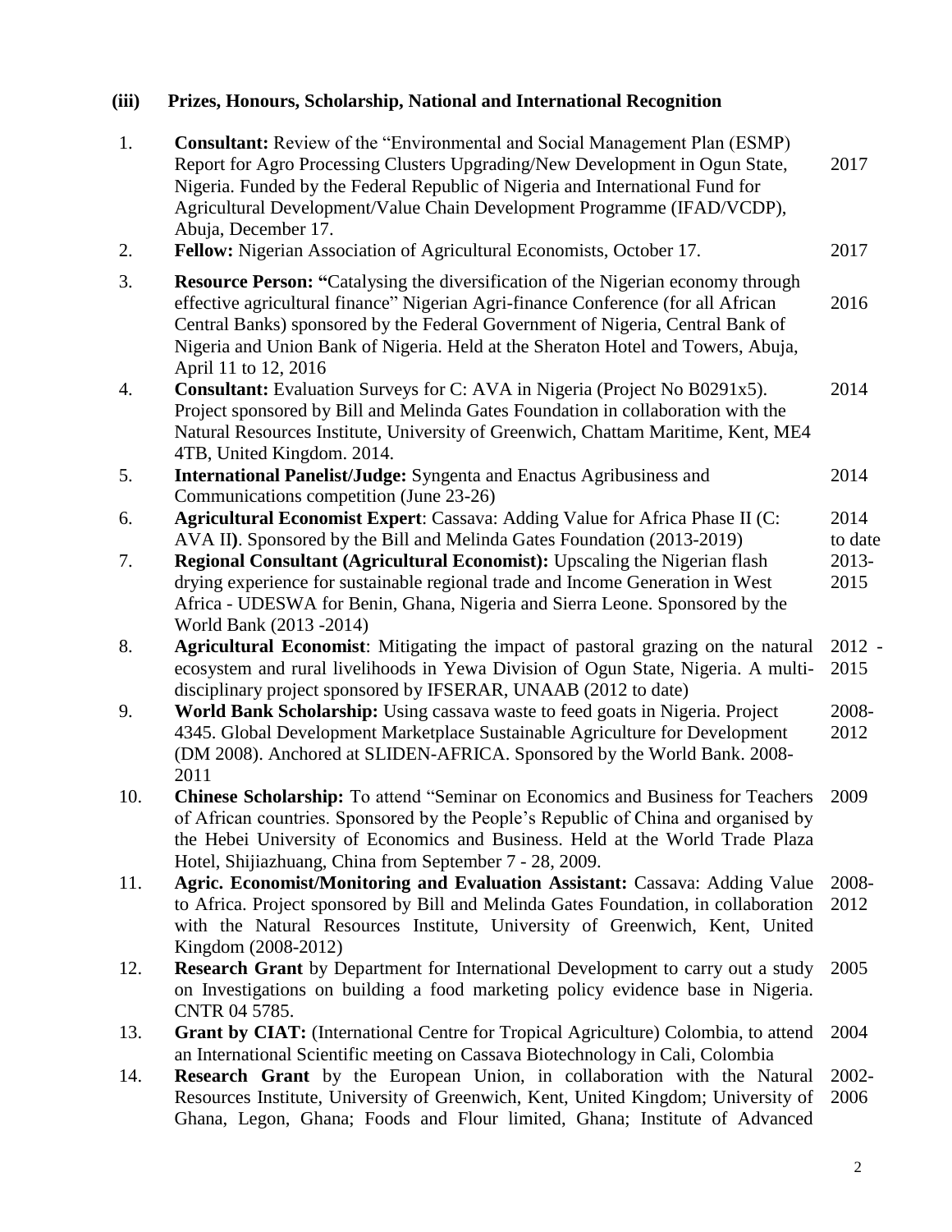### (iii) Prizes, Honours, Scholarship, National and International Recognition

| No. | Description | Year |
|---|---|---|
| 1. | **Consultant:** Review of the "Environmental and Social Management Plan (ESMP) Report for Agro Processing Clusters Upgrading/New Development in Ogun State, Nigeria. Funded by the Federal Republic of Nigeria and International Fund for Agricultural Development/Value Chain Development Programme (IFAD/VCDP), Abuja, December 17. | 2017 |
| 2. | **Fellow:** Nigerian Association of Agricultural Economists, October 17. | 2017 |
| 3. | **Resource Person: "**Catalysing the diversification of the Nigerian economy through effective agricultural finance" Nigerian Agri-finance Conference (for all African Central Banks) sponsored by the Federal Government of Nigeria, Central Bank of Nigeria and Union Bank of Nigeria. Held at the Sheraton Hotel and Towers, Abuja, April 11 to 12, 2016 | 2016 |
| 4. | **Consultant:** Evaluation Surveys for C: AVA in Nigeria (Project No B0291x5). Project sponsored by Bill and Melinda Gates Foundation in collaboration with the Natural Resources Institute, University of Greenwich, Chattam Maritime, Kent, ME4 4TB, United Kingdom. 2014. | 2014 |
| 5. | **International Panelist/Judge:** Syngenta and Enactus Agribusiness and Communications competition (June 23-26) | 2014 |
| 6. | **Agricultural Economist Expert**: Cassava: Adding Value for Africa Phase II (C: AVA II**)**. Sponsored by the Bill and Melinda Gates Foundation (2013-2019) | 2014 to date |
| 7. | **Regional Consultant (Agricultural Economist):** Upscaling the Nigerian flash drying experience for sustainable regional trade and Income Generation in West Africa - UDESWA for Benin, Ghana, Nigeria and Sierra Leone. Sponsored by the World Bank (2013 -2014) | 2013-2015 |
| 8. | **Agricultural Economist**: Mitigating the impact of pastoral grazing on the natural ecosystem and rural livelihoods in Yewa Division of Ogun State, Nigeria. A multi-disciplinary project sponsored by IFSERAR, UNAAB (2012 to date) | 2012 - 2015 |
| 9. | **World Bank Scholarship:** Using cassava waste to feed goats in Nigeria. Project 4345. Global Development Marketplace Sustainable Agriculture for Development (DM 2008). Anchored at SLIDEN-AFRICA. Sponsored by the World Bank. 2008-2011 | 2008-2012 |
| 10. | **Chinese Scholarship:** To attend "Seminar on Economics and Business for Teachers of African countries. Sponsored by the People's Republic of China and organised by the Hebei University of Economics and Business. Held at the World Trade Plaza Hotel, Shijiazhuang, China from September 7 - 28, 2009. | 2009 |
| 11. | **Agric. Economist/Monitoring and Evaluation Assistant:** Cassava: Adding Value to Africa. Project sponsored by Bill and Melinda Gates Foundation, in collaboration with the Natural Resources Institute, University of Greenwich, Kent, United Kingdom (2008-2012) | 2008-2012 |
| 12. | **Research Grant** by Department for International Development to carry out a study on Investigations on building a food marketing policy evidence base in Nigeria. CNTR 04 5785. | 2005 |
| 13. | **Grant by CIAT:** (International Centre for Tropical Agriculture) Colombia, to attend an International Scientific meeting on Cassava Biotechnology in Cali, Colombia | 2004 |
| 14. | **Research Grant** by the European Union, in collaboration with the Natural Resources Institute, University of Greenwich, Kent, United Kingdom; University of Ghana, Legon, Ghana; Foods and Flour limited, Ghana; Institute of Advanced | 2002-2006 |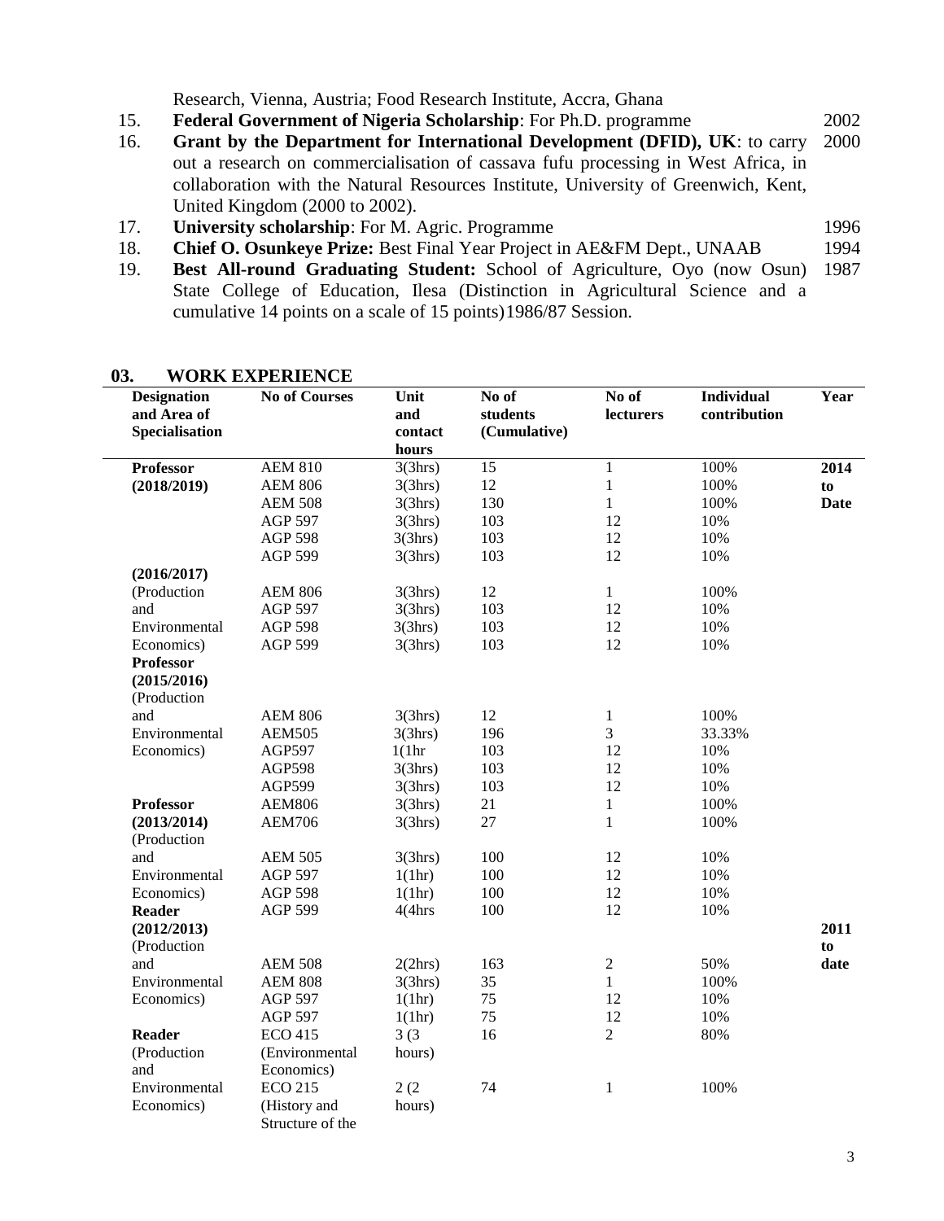Research, Vienna, Austria; Food Research Institute, Accra, Ghana

15. **Federal Government of Nigeria Scholarship**: For Ph.D. programme — 2002
16. **Grant by the Department for International Development (DFID), UK**: to carry out a research on commercialisation of cassava fufu processing in West Africa, in collaboration with the Natural Resources Institute, University of Greenwich, Kent, United Kingdom (2000 to 2002). — 2000
17. **University scholarship**: For M. Agric. Programme — 1996
18. **Chief O. Osunkeye Prize:** Best Final Year Project in AE&FM Dept., UNAAB — 1994
19. **Best All-round Graduating Student:** School of Agriculture, Oyo (now Osun) State College of Education, Ilesa (Distinction in Agricultural Science and a cumulative 14 points on a scale of 15 points)1986/87 Session. — 1987

## 03. WORK EXPERIENCE

| Designation and Area of Specialisation | No of Courses | Unit and contact hours | No of students (Cumulative) | No of lecturers | Individual contribution | Year |
|---|---|---|---|---|---|---|
| **Professor** | AEM 810 | 3(3hrs) | 15 | 1 | 100% | **2014 to Date** |
| **(2018/2019)** | AEM 806 | 3(3hrs) | 12 | 1 | 100% | |
| | AEM 508 | 3(3hrs) | 130 | 1 | 100% | |
| | AGP 597 | 3(3hrs) | 103 | 12 | 10% | |
| | AGP 598 | 3(3hrs) | 103 | 12 | 10% | |
| | AGP 599 | 3(3hrs) | 103 | 12 | 10% | |
| **(2016/2017)** | | | | | | |
| (Production | AEM 806 | 3(3hrs) | 12 | 1 | 100% | |
| and | AGP 597 | 3(3hrs) | 103 | 12 | 10% | |
| Environmental | AGP 598 | 3(3hrs) | 103 | 12 | 10% | |
| Economics) | AGP 599 | 3(3hrs) | 103 | 12 | 10% | |
| **Professor (2015/2016)** (Production | | | | | | |
| and | AEM 806 | 3(3hrs) | 12 | 1 | 100% | |
| Environmental | AEM505 | 3(3hrs) | 196 | 3 | 33.33% | |
| Economics) | AGP597 | 1(1hr | 103 | 12 | 10% | |
| | AGP598 | 3(3hrs) | 103 | 12 | 10% | |
| | AGP599 | 3(3hrs) | 103 | 12 | 10% | |
| **Professor** | AEM806 | 3(3hrs) | 21 | 1 | 100% | |
| **(2013/2014)** | AEM706 | 3(3hrs) | 27 | 1 | 100% | |
| (Production | | | | | | |
| and | AEM 505 | 3(3hrs) | 100 | 12 | 10% | |
| Environmental | AGP 597 | 1(1hr) | 100 | 12 | 10% | |
| Economics) | AGP 598 | 1(1hr) | 100 | 12 | 10% | |
| **Reader** | AGP 599 | 4(4hrs | 100 | 12 | 10% | |
| **(2012/2013)** (Production | | | | | | **2011 to date** |
| and | AEM 508 | 2(2hrs) | 163 | 2 | 50% | |
| Environmental | AEM 808 | 3(3hrs) | 35 | 1 | 100% | |
| Economics) | AGP 597 | 1(1hr) | 75 | 12 | 10% | |
| | AGP 597 | 1(1hr) | 75 | 12 | 10% | |
| **Reader** (Production and | ECO 415 (Environmental Economics) | 3 (3 hours) | 16 | 2 | 80% | |
| Environmental Economics) | ECO 215 (History and Structure of the | 2 (2 hours) | 74 | 1 | 100% | |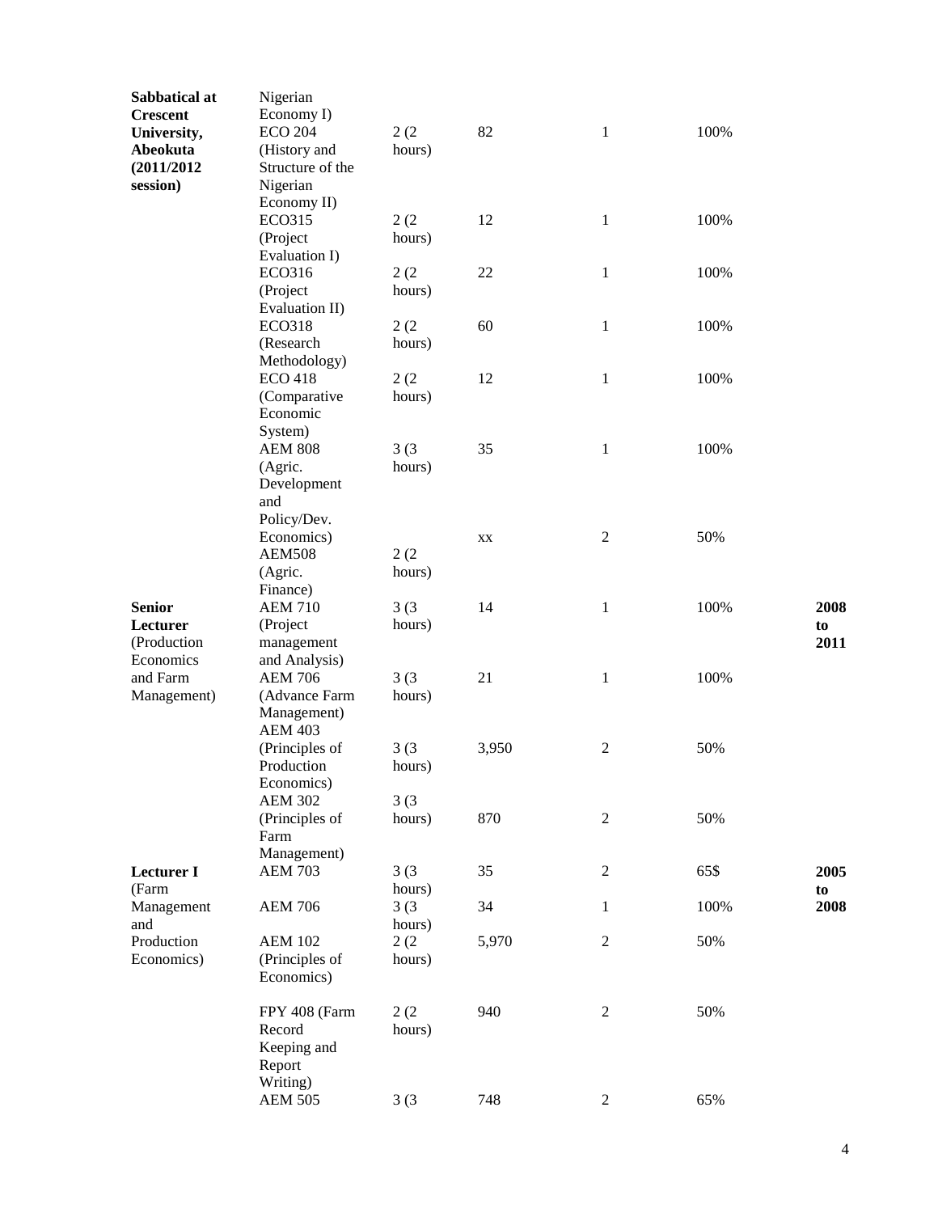| | | | | | | |
|---|---|---|---|---|---|---|
| **Sabbatical at Crescent University, Abeokuta (2011/2012 session)** | Nigerian Economy I) | | | | | |
| | ECO 204 (History and Structure of the Nigerian Economy II) | 2 (2 hours) | 82 | 1 | 100% | |
| | ECO315 (Project Evaluation I) | 2 (2 hours) | 12 | 1 | 100% | |
| | ECO316 (Project Evaluation II) | 2 (2 hours) | 22 | 1 | 100% | |
| | ECO318 (Research Methodology) | 2 (2 hours) | 60 | 1 | 100% | |
| | ECO 418 (Comparative Economic System) | 2 (2 hours) | 12 | 1 | 100% | |
| | AEM 808 (Agric. Development and Policy/Dev. Economics) | 3 (3 hours) | 35 | 1 | 100% | |
| | | | xx | 2 | 50% | |
| | AEM508 (Agric. Finance) | 2 (2 hours) | | | | |
| **Senior Lecturer** (Production Economics and Farm Management) | AEM 710 (Project management and Analysis) | 3 (3 hours) | 14 | 1 | 100% | **2008 to 2011** |
| | AEM 706 (Advance Farm Management) | 3 (3 hours) | 21 | 1 | 100% | |
| | AEM 403 (Principles of Production Economics) | 3 (3 hours) | 3,950 | 2 | 50% | |
| | AEM 302 (Principles of Farm Management) | 3 (3 hours) | 870 | 2 | 50% | |
| **Lecturer I** (Farm Management and Production Economics) | AEM 703 | 3 (3 hours) | 35 | 2 | 65$ | **2005 to 2008** |
| | AEM 706 | 3 (3 hours) | 34 | 1 | 100% | |
| | AEM 102 (Principles of Economics) | 2 (2 hours) | 5,970 | 2 | 50% | |
| | FPY 408 (Farm Record Keeping and Report Writing) | 2 (2 hours) | 940 | 2 | 50% | |
| | AEM 505 | 3 (3 | 748 | 2 | 65% | |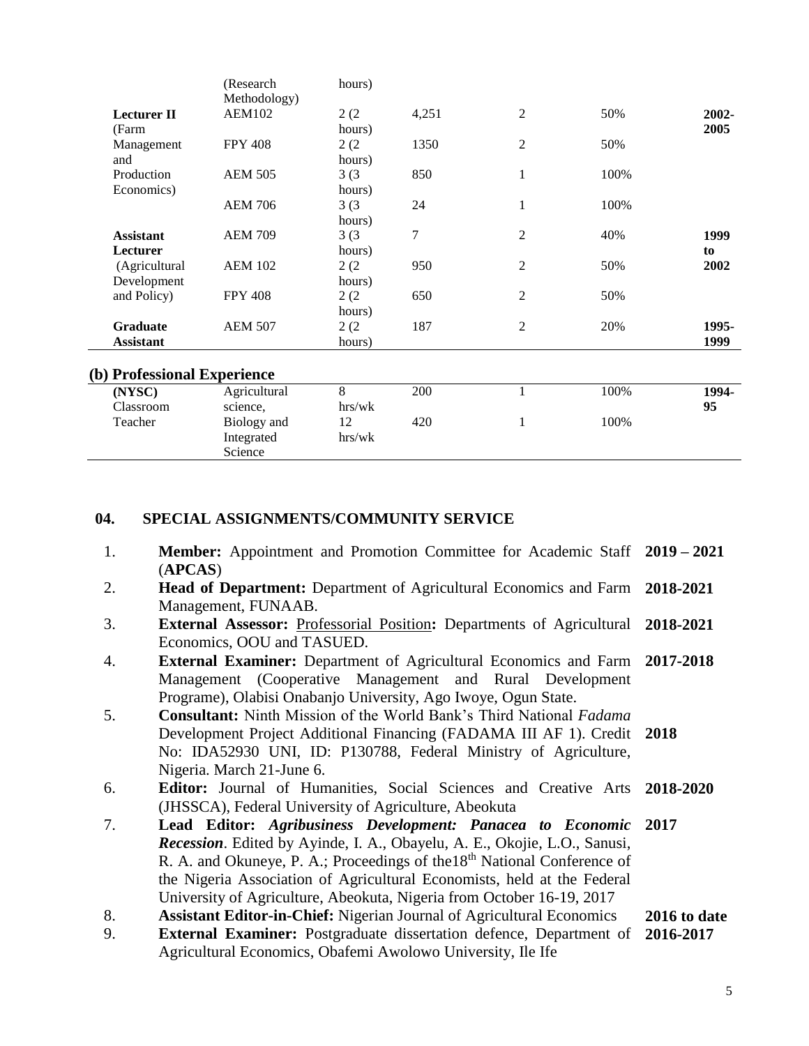| | (Research Methodology) | hours) | | | | |
|---|---|---|---|---|---|---|
| **Lecturer II** (Farm Management and Production Economics) | AEM102 | 2 (2 hours) | 4,251 | 2 | 50% | **2002-2005** |
| | FPY 408 | 2 (2 hours) | 1350 | 2 | 50% | |
| | AEM 505 | 3 (3 hours) | 850 | 1 | 100% | |
| | AEM 706 | 3 (3 hours) | 24 | 1 | 100% | |
| **Assistant Lecturer** (Agricultural Development and Policy) | AEM 709 | 3 (3 hours) | 7 | 2 | 40% | **1999 to 2002** |
| | AEM 102 | 2 (2 hours) | 950 | 2 | 50% | |
| | FPY 408 | 2 (2 hours) | 650 | 2 | 50% | |
| **Graduate Assistant** | AEM 507 | 2 (2 hours) | 187 | 2 | 20% | **1995-1999** |

## (b) Professional Experience

| | | | | | | |
|---|---|---|---|---|---|---|
| **(NYSC)** Classroom Teacher | Agricultural science, | 8 hrs/wk | 200 | 1 | 100% | **1994-95** |
| | Biology and Integrated Science | 12 hrs/wk | 420 | 1 | 100% | |

## 04. SPECIAL ASSIGNMENTS/COMMUNITY SERVICE

| | | |
|---|---|---|
| 1. | **Member:** Appointment and Promotion Committee for Academic Staff (**APCAS**) | **2019 – 2021** |
| 2. | **Head of Department:** Department of Agricultural Economics and Farm Management, FUNAAB. | **2018-2021** |
| 3. | **External Assessor:** Professorial Position**:** Departments of Agricultural Economics, OOU and TASUED. | **2018-2021** |
| 4. | **External Examiner:** Department of Agricultural Economics and Farm Management (Cooperative Management and Rural Development Programe), Olabisi Onabanjo University, Ago Iwoye, Ogun State. | **2017-2018** |
| 5. | **Consultant:** Ninth Mission of the World Bank's Third National *Fadama* Development Project Additional Financing (FADAMA III AF 1). Credit No: IDA52930 UNI, ID: P130788, Federal Ministry of Agriculture, Nigeria. March 21-June 6. | **2018** |
| 6. | **Editor:** Journal of Humanities, Social Sciences and Creative Arts (JHSSCA), Federal University of Agriculture, Abeokuta | **2018-2020** |
| 7. | **Lead Editor:** ***Agribusiness Development: Panacea to Economic Recession***. Edited by Ayinde, I. A., Obayelu, A. E., Okojie, L.O., Sanusi, R. A. and Okuneye, P. A.; Proceedings of the18th National Conference of the Nigeria Association of Agricultural Economists, held at the Federal University of Agriculture, Abeokuta, Nigeria from October 16-19, 2017 | **2017** |
| 8. | **Assistant Editor-in-Chief:** Nigerian Journal of Agricultural Economics | **2016 to date** |
| 9. | **External Examiner:** Postgraduate dissertation defence, Department of Agricultural Economics, Obafemi Awolowo University, Ile Ife | **2016-2017** |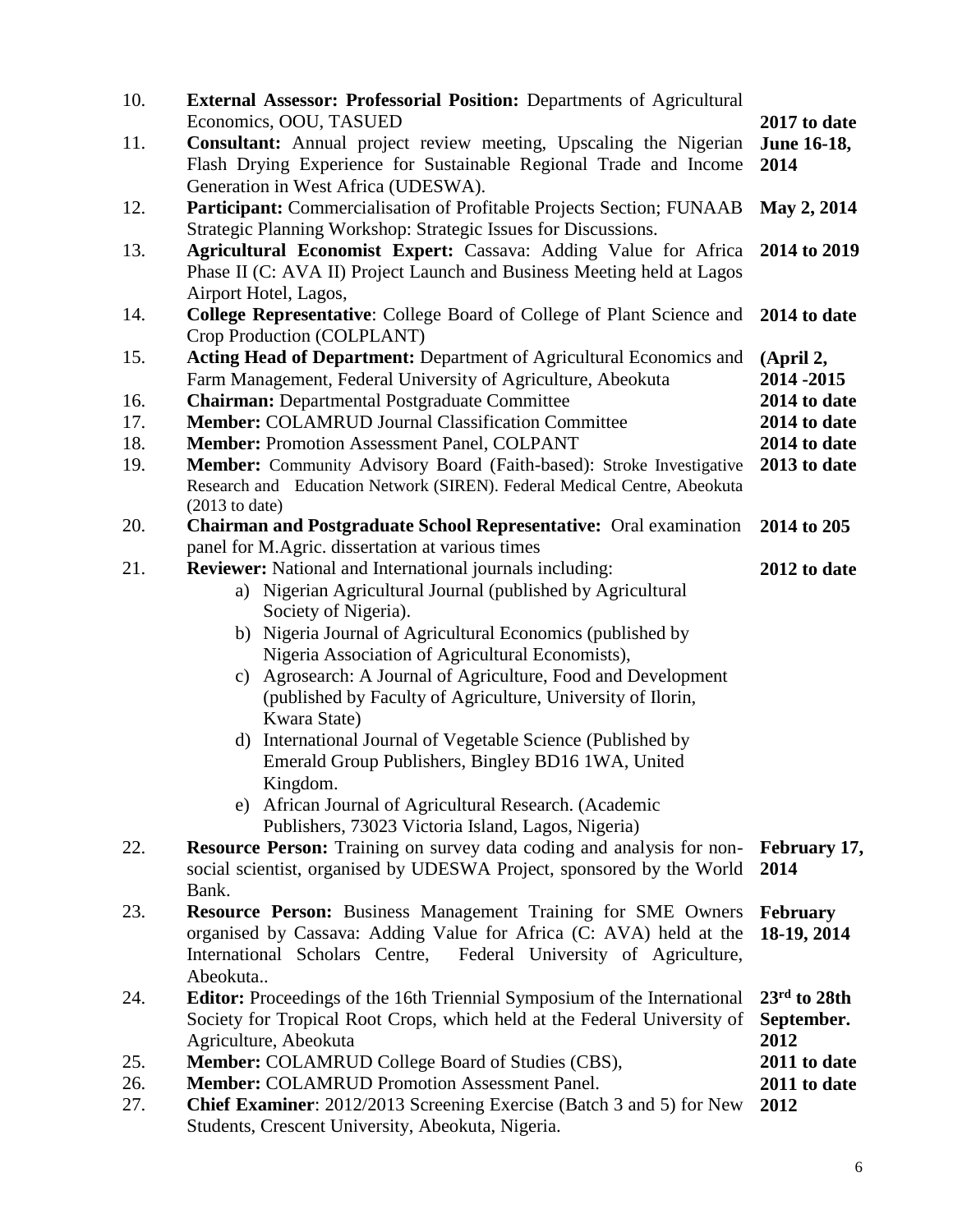| | | |
|---|---|---|
| 10. | **External Assessor: Professorial Position:** Departments of Agricultural Economics, OOU, TASUED | **2017 to date** |
| 11. | **Consultant:** Annual project review meeting, Upscaling the Nigerian Flash Drying Experience for Sustainable Regional Trade and Income Generation in West Africa (UDESWA). | **June 16-18, 2014** |
| 12. | **Participant:** Commercialisation of Profitable Projects Section; FUNAAB Strategic Planning Workshop: Strategic Issues for Discussions. | **May 2, 2014** |
| 13. | **Agricultural Economist Expert:** Cassava: Adding Value for Africa Phase II (C: AVA II) Project Launch and Business Meeting held at Lagos Airport Hotel, Lagos, | **2014 to 2019** |
| 14. | **College Representative**: College Board of College of Plant Science and Crop Production (COLPLANT) | **2014 to date** |
| 15. | **Acting Head of Department:** Department of Agricultural Economics and Farm Management, Federal University of Agriculture, Abeokuta | **(April 2, 2014 -2015** |
| 16. | **Chairman:** Departmental Postgraduate Committee | **2014 to date** |
| 17. | **Member:** COLAMRUD Journal Classification Committee | **2014 to date** |
| 18. | **Member:** Promotion Assessment Panel, COLPANT | **2014 to date** |
| 19. | **Member:** Community Advisory Board (Faith-based): Stroke Investigative Research and Education Network (SIREN). Federal Medical Centre, Abeokuta (2013 to date) | **2013 to date** |
| 20. | **Chairman and Postgraduate School Representative:** Oral examination panel for M.Agric. dissertation at various times | **2014 to 205** |
| 21. | **Reviewer:** National and International journals including:<br>a) Nigerian Agricultural Journal (published by Agricultural Society of Nigeria).<br>b) Nigeria Journal of Agricultural Economics (published by Nigeria Association of Agricultural Economists),<br>c) Agrosearch: A Journal of Agriculture, Food and Development (published by Faculty of Agriculture, University of Ilorin, Kwara State)<br>d) International Journal of Vegetable Science (Published by Emerald Group Publishers, Bingley BD16 1WA, United Kingdom.<br>e) African Journal of Agricultural Research. (Academic Publishers, 73023 Victoria Island, Lagos, Nigeria) | **2012 to date** |
| 22. | **Resource Person:** Training on survey data coding and analysis for non-social scientist, organised by UDESWA Project, sponsored by the World Bank. | **February 17, 2014** |
| 23. | **Resource Person:** Business Management Training for SME Owners organised by Cassava: Adding Value for Africa (C: AVA) held at the International Scholars Centre, Federal University of Agriculture, Abeokuta.. | **February 18-19, 2014** |
| 24. | **Editor:** Proceedings of the 16th Triennial Symposium of the International Society for Tropical Root Crops, which held at the Federal University of Agriculture, Abeokuta | **23rd to 28th September. 2012** |
| 25. | **Member:** COLAMRUD College Board of Studies (CBS), | **2011 to date** |
| 26. | **Member:** COLAMRUD Promotion Assessment Panel. | **2011 to date** |
| 27. | **Chief Examiner**: 2012/2013 Screening Exercise (Batch 3 and 5) for New Students, Crescent University, Abeokuta, Nigeria. | **2012** |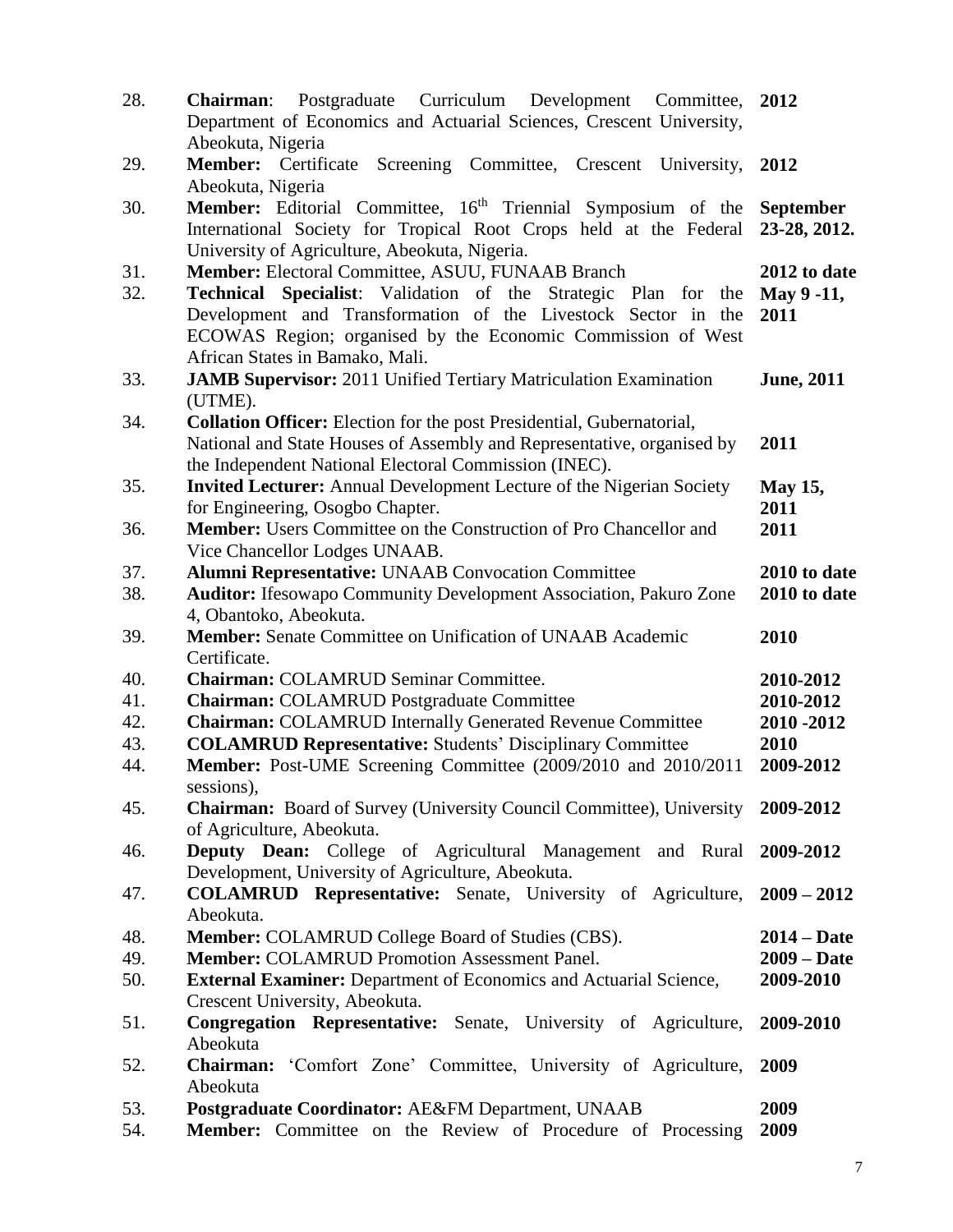| | | |
|---|---|---|
| 28. | **Chairman**: Postgraduate Curriculum Development Committee, Department of Economics and Actuarial Sciences, Crescent University, Abeokuta, Nigeria | **2012** |
| 29. | **Member:** Certificate Screening Committee, Crescent University, Abeokuta, Nigeria | **2012** |
| 30. | **Member:** Editorial Committee, 16th Triennial Symposium of the International Society for Tropical Root Crops held at the Federal University of Agriculture, Abeokuta, Nigeria. | **September 23-28, 2012.** |
| 31. | **Member:** Electoral Committee, ASUU, FUNAAB Branch | **2012 to date** |
| 32. | **Technical Specialist**: Validation of the Strategic Plan for the Development and Transformation of the Livestock Sector in the ECOWAS Region; organised by the Economic Commission of West African States in Bamako, Mali. | **May 9 -11, 2011** |
| 33. | **JAMB Supervisor:** 2011 Unified Tertiary Matriculation Examination (UTME). | **June, 2011** |
| 34. | **Collation Officer:** Election for the post Presidential, Gubernatorial, National and State Houses of Assembly and Representative, organised by the Independent National Electoral Commission (INEC). | **2011** |
| 35. | **Invited Lecturer:** Annual Development Lecture of the Nigerian Society for Engineering, Osogbo Chapter. | **May 15, 2011** |
| 36. | **Member:** Users Committee on the Construction of Pro Chancellor and Vice Chancellor Lodges UNAAB. | **2011** |
| 37. | **Alumni Representative:** UNAAB Convocation Committee | **2010 to date** |
| 38. | **Auditor:** Ifesowapo Community Development Association, Pakuro Zone 4, Obantoko, Abeokuta. | **2010 to date** |
| 39. | **Member:** Senate Committee on Unification of UNAAB Academic Certificate. | **2010** |
| 40. | **Chairman:** COLAMRUD Seminar Committee. | **2010-2012** |
| 41. | **Chairman:** COLAMRUD Postgraduate Committee | **2010-2012** |
| 42. | **Chairman:** COLAMRUD Internally Generated Revenue Committee | **2010 -2012** |
| 43. | **COLAMRUD Representative:** Students' Disciplinary Committee | **2010** |
| 44. | **Member:** Post-UME Screening Committee (2009/2010 and 2010/2011 sessions), | **2009-2012** |
| 45. | **Chairman:** Board of Survey (University Council Committee), University of Agriculture, Abeokuta. | **2009-2012** |
| 46. | **Deputy Dean:** College of Agricultural Management and Rural Development, University of Agriculture, Abeokuta. | **2009-2012** |
| 47. | **COLAMRUD Representative:** Senate, University of Agriculture, Abeokuta. | **2009 – 2012** |
| 48. | **Member:** COLAMRUD College Board of Studies (CBS). | **2014 – Date** |
| 49. | **Member:** COLAMRUD Promotion Assessment Panel. | **2009 – Date** |
| 50. | **External Examiner:** Department of Economics and Actuarial Science, Crescent University, Abeokuta. | **2009-2010** |
| 51. | **Congregation Representative:** Senate, University of Agriculture, Abeokuta | **2009-2010** |
| 52. | **Chairman:** 'Comfort Zone' Committee, University of Agriculture, Abeokuta | **2009** |
| 53. | **Postgraduate Coordinator:** AE&FM Department, UNAAB | **2009** |
| 54. | **Member:** Committee on the Review of Procedure of Processing | **2009** |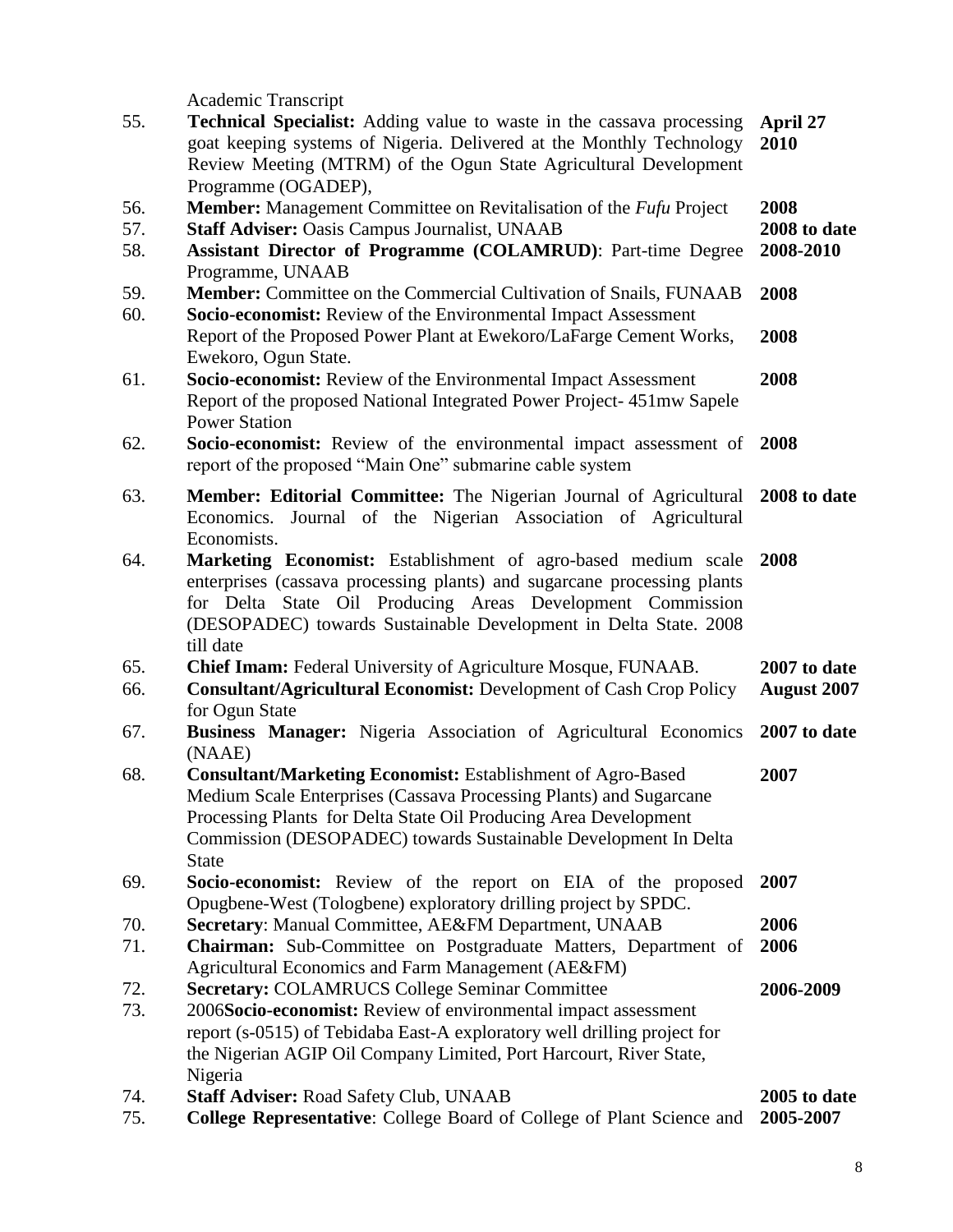| | | |
|---|---|---|
| | Academic Transcript | |
| 55. | **Technical Specialist:** Adding value to waste in the cassava processing goat keeping systems of Nigeria. Delivered at the Monthly Technology Review Meeting (MTRM) of the Ogun State Agricultural Development Programme (OGADEP), | **April 27 2010** |
| 56. | **Member:** Management Committee on Revitalisation of the *Fufu* Project | **2008** |
| 57. | **Staff Adviser:** Oasis Campus Journalist, UNAAB | **2008 to date** |
| 58. | **Assistant Director of Programme (COLAMRUD)**: Part-time Degree Programme, UNAAB | **2008-2010** |
| 59. | **Member:** Committee on the Commercial Cultivation of Snails, FUNAAB | **2008** |
| 60. | **Socio-economist:** Review of the Environmental Impact Assessment Report of the Proposed Power Plant at Ewekoro/LaFarge Cement Works, Ewekoro, Ogun State. | **2008** |
| 61. | **Socio-economist:** Review of the Environmental Impact Assessment Report of the proposed National Integrated Power Project- 451mw Sapele Power Station | **2008** |
| 62. | **Socio-economist:** Review of the environmental impact assessment of report of the proposed "Main One" submarine cable system | **2008** |
| 63. | **Member: Editorial Committee:** The Nigerian Journal of Agricultural Economics. Journal of the Nigerian Association of Agricultural Economists. | **2008 to date** |
| 64. | **Marketing Economist:** Establishment of agro-based medium scale enterprises (cassava processing plants) and sugarcane processing plants for Delta State Oil Producing Areas Development Commission (DESOPADEC) towards Sustainable Development in Delta State. 2008 till date | **2008** |
| 65. | **Chief Imam:** Federal University of Agriculture Mosque, FUNAAB. | **2007 to date** |
| 66. | **Consultant/Agricultural Economist:** Development of Cash Crop Policy for Ogun State | **August 2007** |
| 67. | **Business Manager:** Nigeria Association of Agricultural Economics (NAAE) | **2007 to date** |
| 68. | **Consultant/Marketing Economist:** Establishment of Agro-Based Medium Scale Enterprises (Cassava Processing Plants) and Sugarcane Processing Plants for Delta State Oil Producing Area Development Commission (DESOPADEC) towards Sustainable Development In Delta State | **2007** |
| 69. | **Socio-economist:** Review of the report on EIA of the proposed Opugbene-West (Tologbene) exploratory drilling project by SPDC. | **2007** |
| 70. | **Secretary**: Manual Committee, AE&FM Department, UNAAB | **2006** |
| 71. | **Chairman:** Sub-Committee on Postgraduate Matters, Department of Agricultural Economics and Farm Management (AE&FM) | **2006** |
| 72. | **Secretary:** COLAMRUCS College Seminar Committee | **2006-2009** |
| 73. | 2006**Socio-economist:** Review of environmental impact assessment report (s-0515) of Tebidaba East-A exploratory well drilling project for the Nigerian AGIP Oil Company Limited, Port Harcourt, River State, Nigeria | |
| 74. | **Staff Adviser:** Road Safety Club, UNAAB | **2005 to date** |
| 75. | **College Representative**: College Board of College of Plant Science and | **2005-2007** |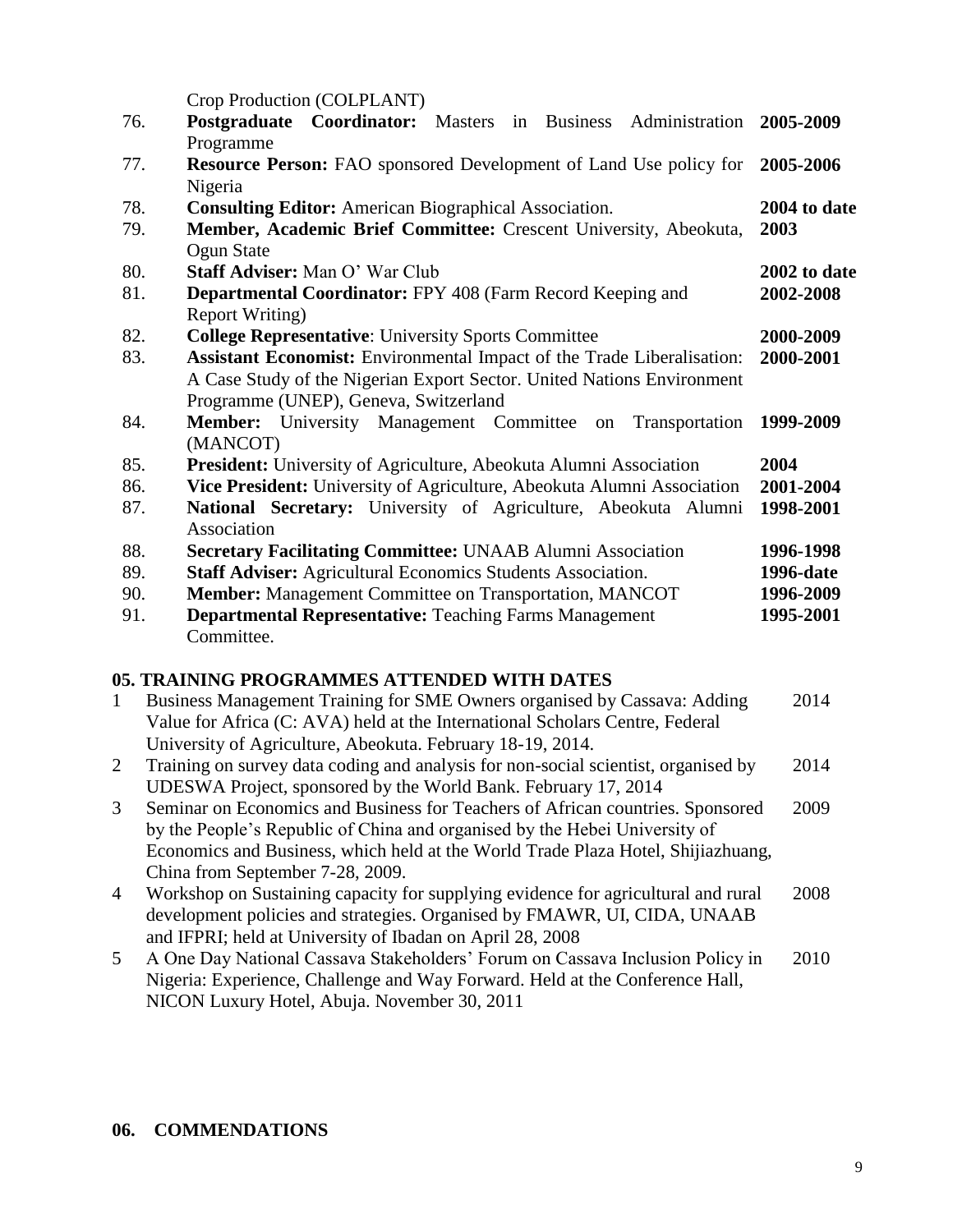| | | |
|---|---|---|
| | Crop Production (COLPLANT) | |
| 76. | **Postgraduate Coordinator:** Masters in Business Administration Programme | **2005-2009** |
| 77. | **Resource Person:** FAO sponsored Development of Land Use policy for Nigeria | **2005-2006** |
| 78. | **Consulting Editor:** American Biographical Association. | **2004 to date** |
| 79. | **Member, Academic Brief Committee:** Crescent University, Abeokuta, Ogun State | **2003** |
| 80. | **Staff Adviser:** Man O' War Club | **2002 to date** |
| 81. | **Departmental Coordinator:** FPY 408 (Farm Record Keeping and Report Writing) | **2002-2008** |
| 82. | **College Representative**: University Sports Committee | **2000-2009** |
| 83. | **Assistant Economist:** Environmental Impact of the Trade Liberalisation: A Case Study of the Nigerian Export Sector. United Nations Environment Programme (UNEP), Geneva, Switzerland | **2000-2001** |
| 84. | **Member:** University Management Committee on Transportation (MANCOT) | **1999-2009** |
| 85. | **President:** University of Agriculture, Abeokuta Alumni Association | **2004** |
| 86. | **Vice President:** University of Agriculture, Abeokuta Alumni Association | **2001-2004** |
| 87. | **National Secretary:** University of Agriculture, Abeokuta Alumni Association | **1998-2001** |
| 88. | **Secretary Facilitating Committee:** UNAAB Alumni Association | **1996-1998** |
| 89. | **Staff Adviser:** Agricultural Economics Students Association. | **1996-date** |
| 90. | **Member:** Management Committee on Transportation, MANCOT | **1996-2009** |
| 91. | **Departmental Representative:** Teaching Farms Management Committee. | **1995-2001** |

## 05. TRAINING PROGRAMMES ATTENDED WITH DATES

| | | |
|---|---|---|
| 1 | Business Management Training for SME Owners organised by Cassava: Adding Value for Africa (C: AVA) held at the International Scholars Centre, Federal University of Agriculture, Abeokuta. February 18-19, 2014. | 2014 |
| 2 | Training on survey data coding and analysis for non-social scientist, organised by UDESWA Project, sponsored by the World Bank. February 17, 2014 | 2014 |
| 3 | Seminar on Economics and Business for Teachers of African countries. Sponsored by the People's Republic of China and organised by the Hebei University of Economics and Business, which held at the World Trade Plaza Hotel, Shijiazhuang, China from September 7-28, 2009. | 2009 |
| 4 | Workshop on Sustaining capacity for supplying evidence for agricultural and rural development policies and strategies. Organised by FMAWR, UI, CIDA, UNAAB and IFPRI; held at University of Ibadan on April 28, 2008 | 2008 |
| 5 | A One Day National Cassava Stakeholders' Forum on Cassava Inclusion Policy in Nigeria: Experience, Challenge and Way Forward. Held at the Conference Hall, NICON Luxury Hotel, Abuja. November 30, 2011 | 2010 |

## 06. COMMENDATIONS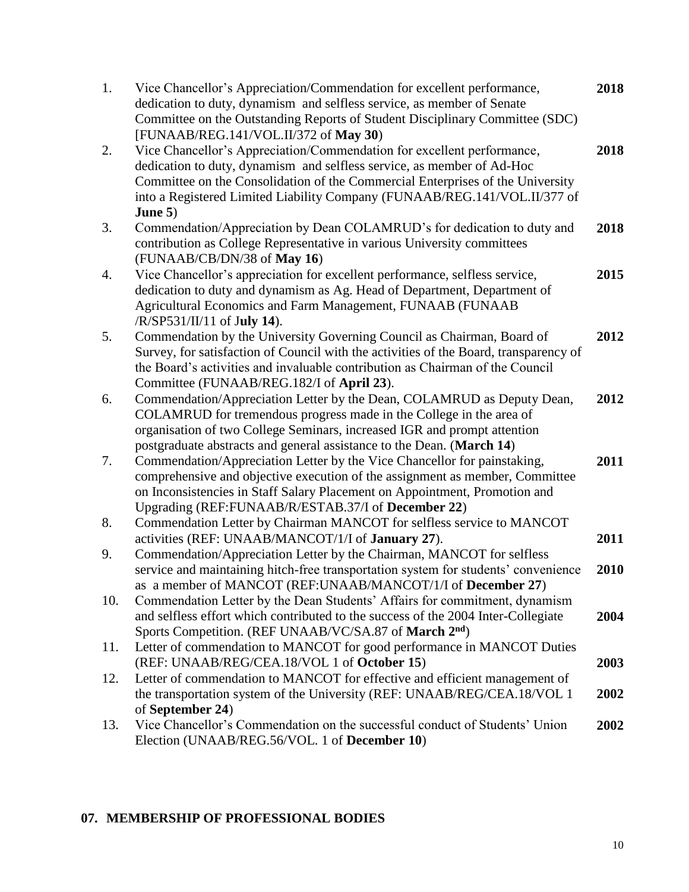1. Vice Chancellor's Appreciation/Commendation for excellent performance, dedication to duty, dynamism and selfless service, as member of Senate Committee on the Outstanding Reports of Student Disciplinary Committee (SDC) [FUNAAB/REG.141/VOL.II/372 of **May 30**) **2018**
2. Vice Chancellor's Appreciation/Commendation for excellent performance, dedication to duty, dynamism and selfless service, as member of Ad-Hoc Committee on the Consolidation of the Commercial Enterprises of the University into a Registered Limited Liability Company (FUNAAB/REG.141/VOL.II/377 of **June 5**) **2018**
3. Commendation/Appreciation by Dean COLAMRUD's for dedication to duty and contribution as College Representative in various University committees (FUNAAB/CB/DN/38 of **May 16**) **2018**
4. Vice Chancellor's appreciation for excellent performance, selfless service, dedication to duty and dynamism as Ag. Head of Department, Department of Agricultural Economics and Farm Management, FUNAAB (FUNAAB /R/SP531/II/11 of J**uly 14**). **2015**
5. Commendation by the University Governing Council as Chairman, Board of Survey, for satisfaction of Council with the activities of the Board, transparency of the Board's activities and invaluable contribution as Chairman of the Council Committee (FUNAAB/REG.182/I of **April 23**). **2012**
6. Commendation/Appreciation Letter by the Dean, COLAMRUD as Deputy Dean, COLAMRUD for tremendous progress made in the College in the area of organisation of two College Seminars, increased IGR and prompt attention postgraduate abstracts and general assistance to the Dean. (**March 14**) **2012**
7. Commendation/Appreciation Letter by the Vice Chancellor for painstaking, comprehensive and objective execution of the assignment as member, Committee on Inconsistencies in Staff Salary Placement on Appointment, Promotion and Upgrading (REF:FUNAAB/R/ESTAB.37/I of **December 22**) **2011**
8. Commendation Letter by Chairman MANCOT for selfless service to MANCOT activities (REF: UNAAB/MANCOT/1/I of **January 27**). **2011**
9. Commendation/Appreciation Letter by the Chairman, MANCOT for selfless service and maintaining hitch-free transportation system for students' convenience as a member of MANCOT (REF:UNAAB/MANCOT/1/I of **December 27**) **2010**
10. Commendation Letter by the Dean Students' Affairs for commitment, dynamism and selfless effort which contributed to the success of the 2004 Inter-Collegiate Sports Competition. (REF UNAAB/VC/SA.87 of **March 2nd**) **2004**
11. Letter of commendation to MANCOT for good performance in MANCOT Duties (REF: UNAAB/REG/CEA.18/VOL 1 of **October 15**) **2003**
12. Letter of commendation to MANCOT for effective and efficient management of the transportation system of the University (REF: UNAAB/REG/CEA.18/VOL 1 of **September 24**) **2002**
13. Vice Chancellor's Commendation on the successful conduct of Students' Union Election (UNAAB/REG.56/VOL. 1 of **December 10**) **2002**

## 07. MEMBERSHIP OF PROFESSIONAL BODIES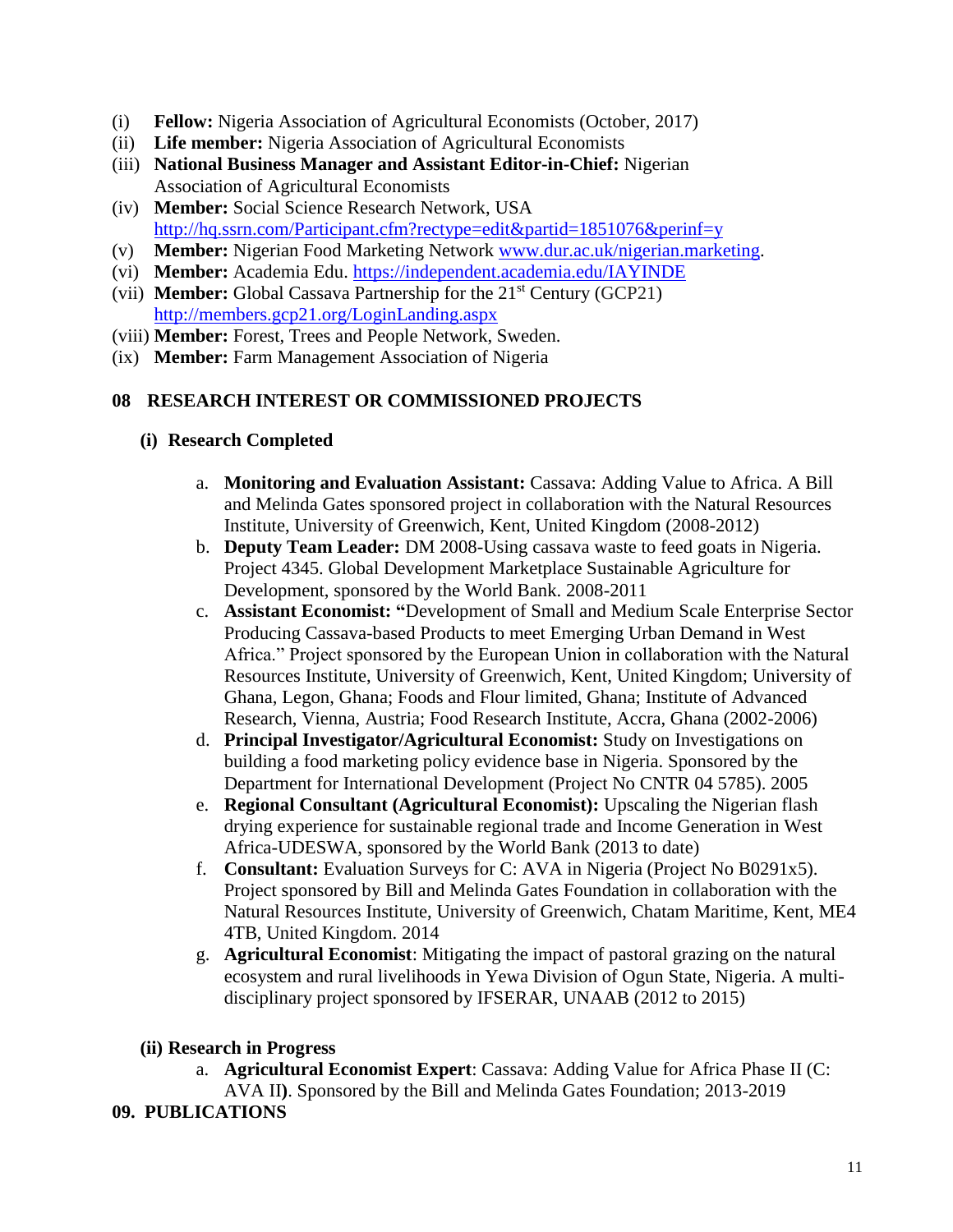(i) **Fellow:** Nigeria Association of Agricultural Economists (October, 2017)
(ii) **Life member:** Nigeria Association of Agricultural Economists
(iii) **National Business Manager and Assistant Editor-in-Chief:** Nigerian Association of Agricultural Economists
(iv) **Member:** Social Science Research Network, USA http://hq.ssrn.com/Participant.cfm?rectype=edit&partid=1851076&perinf=y
(v) **Member:** Nigerian Food Marketing Network www.dur.ac.uk/nigerian.marketing.
(vi) **Member:** Academia Edu. https://independent.academia.edu/IAYINDE
(vii) **Member:** Global Cassava Partnership for the 21st Century (GCP21) http://members.gcp21.org/LoginLanding.aspx
(viii) **Member:** Forest, Trees and People Network, Sweden.
(ix) **Member:** Farm Management Association of Nigeria

## 08 RESEARCH INTEREST OR COMMISSIONED PROJECTS

### (i) Research Completed

a. **Monitoring and Evaluation Assistant:** Cassava: Adding Value to Africa. A Bill and Melinda Gates sponsored project in collaboration with the Natural Resources Institute, University of Greenwich, Kent, United Kingdom (2008-2012)
b. **Deputy Team Leader:** DM 2008-Using cassava waste to feed goats in Nigeria. Project 4345. Global Development Marketplace Sustainable Agriculture for Development, sponsored by the World Bank. 2008-2011
c. **Assistant Economist: "**Development of Small and Medium Scale Enterprise Sector Producing Cassava-based Products to meet Emerging Urban Demand in West Africa." Project sponsored by the European Union in collaboration with the Natural Resources Institute, University of Greenwich, Kent, United Kingdom; University of Ghana, Legon, Ghana; Foods and Flour limited, Ghana; Institute of Advanced Research, Vienna, Austria; Food Research Institute, Accra, Ghana (2002-2006)
d. **Principal Investigator/Agricultural Economist:** Study on Investigations on building a food marketing policy evidence base in Nigeria. Sponsored by the Department for International Development (Project No CNTR 04 5785). 2005
e. **Regional Consultant (Agricultural Economist):** Upscaling the Nigerian flash drying experience for sustainable regional trade and Income Generation in West Africa-UDESWA, sponsored by the World Bank (2013 to date)
f. **Consultant:** Evaluation Surveys for C: AVA in Nigeria (Project No B0291x5). Project sponsored by Bill and Melinda Gates Foundation in collaboration with the Natural Resources Institute, University of Greenwich, Chatam Maritime, Kent, ME4 4TB, United Kingdom. 2014
g. **Agricultural Economist**: Mitigating the impact of pastoral grazing on the natural ecosystem and rural livelihoods in Yewa Division of Ogun State, Nigeria. A multi-disciplinary project sponsored by IFSERAR, UNAAB (2012 to 2015)

### (ii) Research in Progress

a. **Agricultural Economist Expert**: Cassava: Adding Value for Africa Phase II (C: AVA II**)**. Sponsored by the Bill and Melinda Gates Foundation; 2013-2019

## 09. PUBLICATIONS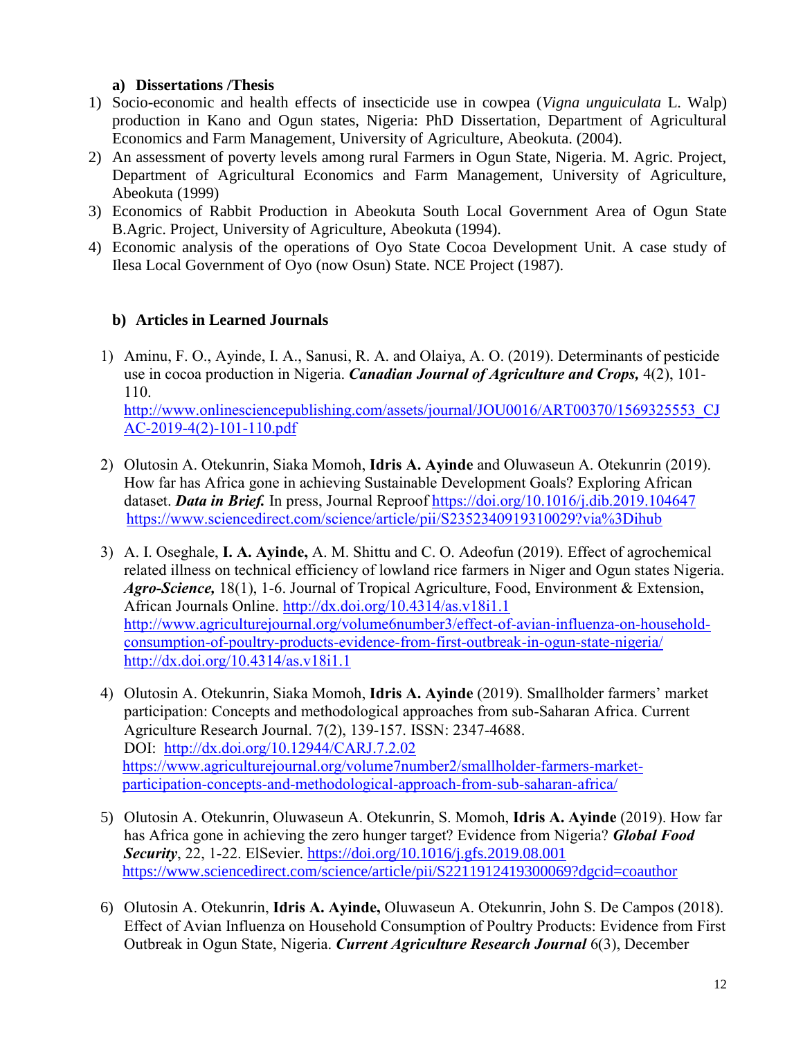### a) Dissertations /Thesis

1) Socio-economic and health effects of insecticide use in cowpea (*Vigna unguiculata* L. Walp) production in Kano and Ogun states, Nigeria: PhD Dissertation, Department of Agricultural Economics and Farm Management, University of Agriculture, Abeokuta. (2004).
2) An assessment of poverty levels among rural Farmers in Ogun State, Nigeria. M. Agric. Project, Department of Agricultural Economics and Farm Management, University of Agriculture, Abeokuta (1999)
3) Economics of Rabbit Production in Abeokuta South Local Government Area of Ogun State B.Agric. Project, University of Agriculture, Abeokuta (1994).
4) Economic analysis of the operations of Oyo State Cocoa Development Unit. A case study of Ilesa Local Government of Oyo (now Osun) State. NCE Project (1987).

### b) Articles in Learned Journals

1) Aminu, F. O., Ayinde, I. A., Sanusi, R. A. and Olaiya, A. O. (2019). Determinants of pesticide use in cocoa production in Nigeria. ***Canadian Journal of Agriculture and Crops,*** 4(2), 101-110.
   http://www.onlinesciencepublishing.com/assets/journal/JOU0016/ART00370/1569325553_CJAC-2019-4(2)-101-110.pdf

2) Olutosin A. Otekunrin, Siaka Momoh, **Idris A. Ayinde** and Oluwaseun A. Otekunrin (2019). How far has Africa gone in achieving Sustainable Development Goals? Exploring African dataset. ***Data in Brief.*** In press, Journal Reproof https://doi.org/10.1016/j.dib.2019.104647
   https://www.sciencedirect.com/science/article/pii/S2352340919310029?via%3Dihub

3) A. I. Oseghale, **I. A. Ayinde,** A. M. Shittu and C. O. Adeofun (2019). Effect of agrochemical related illness on technical efficiency of lowland rice farmers in Niger and Ogun states Nigeria. ***Agro-Science,*** 18(1), 1-6. Journal of Tropical Agriculture, Food, Environment & Extension, African Journals Online. http://dx.doi.org/10.4314/as.v18i1.1
   http://www.agriculturejournal.org/volume6number3/effect-of-avian-influenza-on-household-consumption-of-poultry-products-evidence-from-first-outbreak-in-ogun-state-nigeria/
   http://dx.doi.org/10.4314/as.v18i1.1

4) Olutosin A. Otekunrin, Siaka Momoh, **Idris A. Ayinde** (2019). Smallholder farmers' market participation: Concepts and methodological approaches from sub-Saharan Africa. Current Agriculture Research Journal. 7(2), 139-157. ISSN: 2347-4688.
   DOI: http://dx.doi.org/10.12944/CARJ.7.2.02
   https://www.agriculturejournal.org/volume7number2/smallholder-farmers-market-participation-concepts-and-methodological-approach-from-sub-saharan-africa/

5) Olutosin A. Otekunrin, Oluwaseun A. Otekunrin, S. Momoh, **Idris A. Ayinde** (2019). How far has Africa gone in achieving the zero hunger target? Evidence from Nigeria? ***Global Food Security***, 22, 1-22. ElSevier. https://doi.org/10.1016/j.gfs.2019.08.001
   https://www.sciencedirect.com/science/article/pii/S2211912419300069?dgcid=coauthor

6) Olutosin A. Otekunrin, **Idris A. Ayinde,** Oluwaseun A. Otekunrin, John S. De Campos (2018). Effect of Avian Influenza on Household Consumption of Poultry Products: Evidence from First Outbreak in Ogun State, Nigeria. ***Current Agriculture Research Journal*** 6(3), December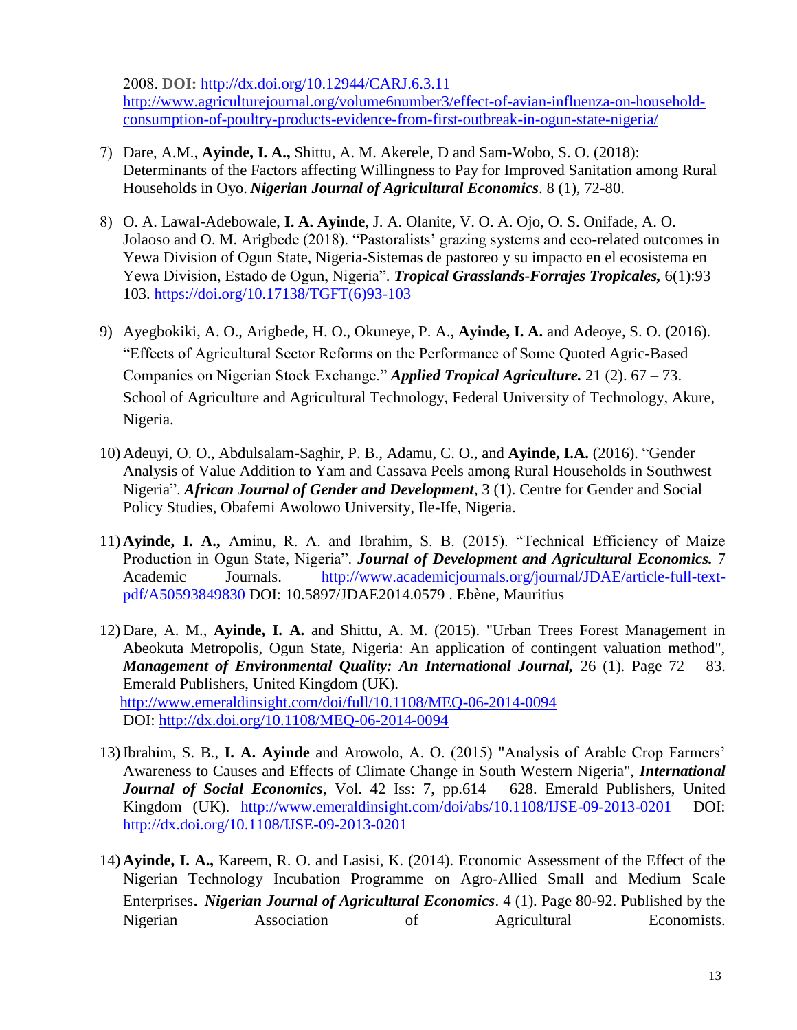2008. **DOI:** http://dx.doi.org/10.12944/CARJ.6.3.11 http://www.agriculturejournal.org/volume6number3/effect-of-avian-influenza-on-household-consumption-of-poultry-products-evidence-from-first-outbreak-in-ogun-state-nigeria/

7) Dare, A.M., **Ayinde, I. A.,** Shittu, A. M. Akerele, D and Sam-Wobo, S. O. (2018): Determinants of the Factors affecting Willingness to Pay for Improved Sanitation among Rural Households in Oyo. ***Nigerian Journal of Agricultural Economics***. 8 (1), 72-80.

8) O. A. Lawal-Adebowale, **I. A. Ayinde**, J. A. Olanite, V. O. A. Ojo, O. S. Onifade, A. O. Jolaoso and O. M. Arigbede (2018). "Pastoralists' grazing systems and eco-related outcomes in Yewa Division of Ogun State, Nigeria-Sistemas de pastoreo y su impacto en el ecosistema en Yewa Division, Estado de Ogun, Nigeria". ***Tropical Grasslands-Forrajes Tropicales,*** 6(1):93–103. https://doi.org/10.17138/TGFT(6)93-103

9) Ayegbokiki, A. O., Arigbede, H. O., Okuneye, P. A., **Ayinde, I. A.** and Adeoye, S. O. (2016). "Effects of Agricultural Sector Reforms on the Performance of Some Quoted Agric-Based Companies on Nigerian Stock Exchange." ***Applied Tropical Agriculture.*** 21 (2). 67 – 73. School of Agriculture and Agricultural Technology, Federal University of Technology, Akure, Nigeria.

10) Adeuyi, O. O., Abdulsalam-Saghir, P. B., Adamu, C. O., and **Ayinde, I.A.** (2016). "Gender Analysis of Value Addition to Yam and Cassava Peels among Rural Households in Southwest Nigeria". ***African Journal of Gender and Development***, 3 (1). Centre for Gender and Social Policy Studies, Obafemi Awolowo University, Ile-Ife, Nigeria.

11) **Ayinde, I. A.,** Aminu, R. A. and Ibrahim, S. B. (2015). "Technical Efficiency of Maize Production in Ogun State, Nigeria". ***Journal of Development and Agricultural Economics.*** 7 Academic Journals. http://www.academicjournals.org/journal/JDAE/article-full-text-pdf/A50593849830 DOI: 10.5897/JDAE2014.0579 . Ebène, Mauritius

12) Dare, A. M., **Ayinde, I. A.** and Shittu, A. M. (2015). "Urban Trees Forest Management in Abeokuta Metropolis, Ogun State, Nigeria: An application of contingent valuation method", ***Management of Environmental Quality: An International Journal,*** 26 (1). Page 72 – 83. Emerald Publishers, United Kingdom (UK). http://www.emeraldinsight.com/doi/full/10.1108/MEQ-06-2014-0094 DOI: http://dx.doi.org/10.1108/MEQ-06-2014-0094

13) Ibrahim, S. B., **I. A. Ayinde** and Arowolo, A. O. (2015) "Analysis of Arable Crop Farmers' Awareness to Causes and Effects of Climate Change in South Western Nigeria", ***International Journal of Social Economics***, Vol. 42 Iss: 7, pp.614 – 628. Emerald Publishers, United Kingdom (UK). http://www.emeraldinsight.com/doi/abs/10.1108/IJSE-09-2013-0201 DOI: http://dx.doi.org/10.1108/IJSE-09-2013-0201

14) **Ayinde, I. A.,** Kareem, R. O. and Lasisi, K. (2014). Economic Assessment of the Effect of the Nigerian Technology Incubation Programme on Agro-Allied Small and Medium Scale Enterprises. ***Nigerian Journal of Agricultural Economics***. 4 (1). Page 80-92. Published by the Nigerian Association of Agricultural Economists.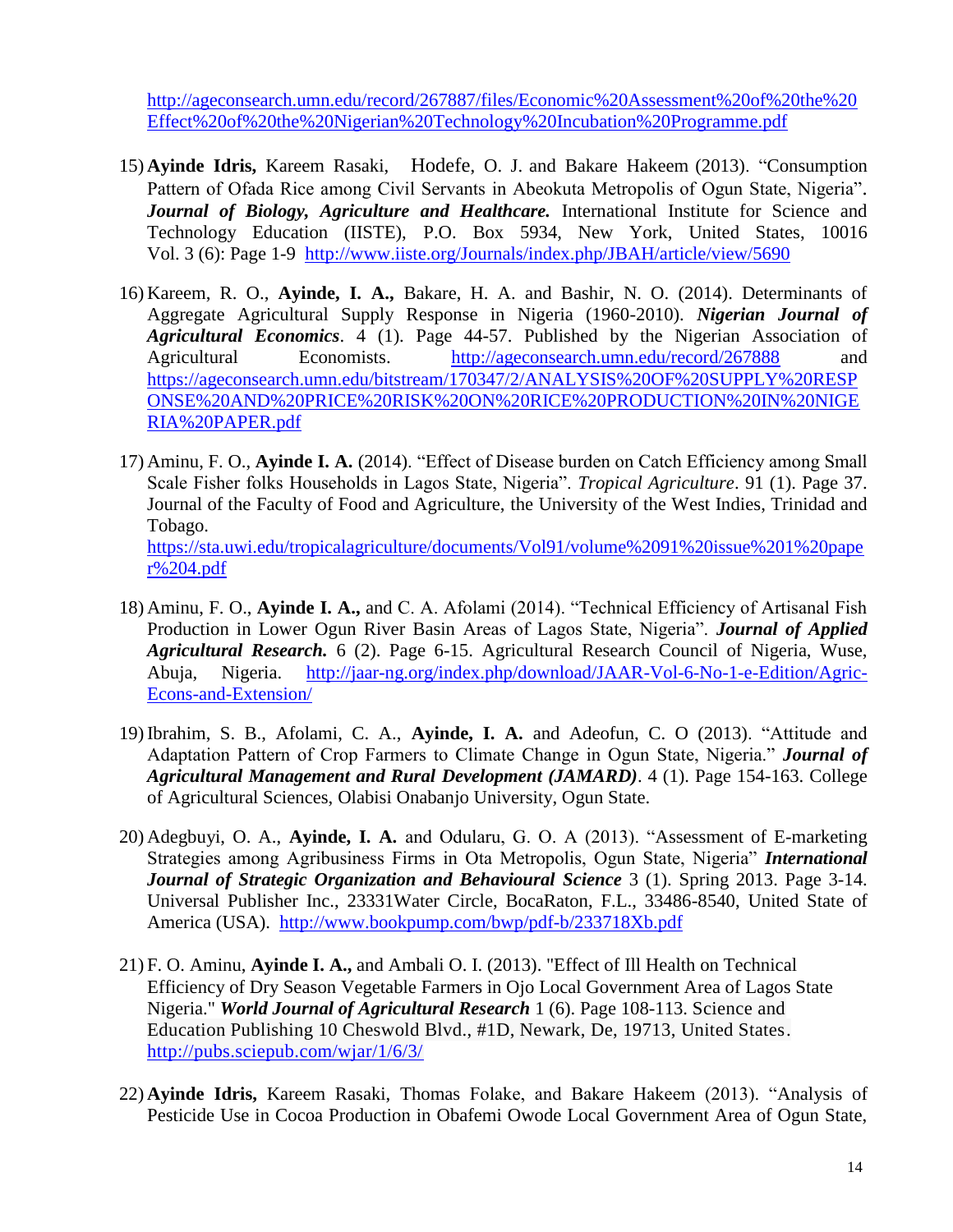http://ageconsearch.umn.edu/record/267887/files/Economic%20Assessment%20of%20the%20Effect%20of%20the%20Nigerian%20Technology%20Incubation%20Programme.pdf

15) **Ayinde Idris,** Kareem Rasaki, Hodefe, O. J. and Bakare Hakeem (2013). "Consumption Pattern of Ofada Rice among Civil Servants in Abeokuta Metropolis of Ogun State, Nigeria". ***Journal of Biology, Agriculture and Healthcare.*** International Institute for Science and Technology Education (IISTE), P.O. Box 5934, New York, United States, 10016 Vol. 3 (6): Page 1-9 http://www.iiste.org/Journals/index.php/JBAH/article/view/5690

16) Kareem, R. O., **Ayinde, I. A.,** Bakare, H. A. and Bashir, N. O. (2014). Determinants of Aggregate Agricultural Supply Response in Nigeria (1960-2010). ***Nigerian Journal of Agricultural Economics***. 4 (1). Page 44-57. Published by the Nigerian Association of Agricultural Economists. http://ageconsearch.umn.edu/record/267888 and https://ageconsearch.umn.edu/bitstream/170347/2/ANALYSIS%20OF%20SUPPLY%20RESPONSE%20AND%20PRICE%20RISK%20ON%20RICE%20PRODUCTION%20IN%20NIGERIA%20PAPER.pdf

17) Aminu, F. O., **Ayinde I. A.** (2014). "Effect of Disease burden on Catch Efficiency among Small Scale Fisher folks Households in Lagos State, Nigeria". *Tropical Agriculture*. 91 (1). Page 37. Journal of the Faculty of Food and Agriculture, the University of the West Indies, Trinidad and Tobago.
https://sta.uwi.edu/tropicalagriculture/documents/Vol91/volume%2091%20issue%201%20paper%204.pdf

18) Aminu, F. O., **Ayinde I. A.,** and C. A. Afolami (2014). "Technical Efficiency of Artisanal Fish Production in Lower Ogun River Basin Areas of Lagos State, Nigeria". ***Journal of Applied Agricultural Research.*** 6 (2). Page 6-15. Agricultural Research Council of Nigeria, Wuse, Abuja, Nigeria. http://jaar-ng.org/index.php/download/JAAR-Vol-6-No-1-e-Edition/Agric-Econs-and-Extension/

19) Ibrahim, S. B., Afolami, C. A., **Ayinde, I. A.** and Adeofun, C. O (2013). "Attitude and Adaptation Pattern of Crop Farmers to Climate Change in Ogun State, Nigeria." ***Journal of Agricultural Management and Rural Development (JAMARD)***. 4 (1). Page 154-163. College of Agricultural Sciences, Olabisi Onabanjo University, Ogun State.

20) Adegbuyi, O. A., **Ayinde, I. A.** and Odularu, G. O. A (2013). "Assessment of E-marketing Strategies among Agribusiness Firms in Ota Metropolis, Ogun State, Nigeria" ***International Journal of Strategic Organization and Behavioural Science*** 3 (1). Spring 2013. Page 3-14. Universal Publisher Inc., 23331Water Circle, BocaRaton, F.L., 33486-8540, United State of America (USA). http://www.bookpump.com/bwp/pdf-b/233718Xb.pdf

21) F. O. Aminu, **Ayinde I. A.,** and Ambali O. I. (2013). "Effect of Ill Health on Technical Efficiency of Dry Season Vegetable Farmers in Ojo Local Government Area of Lagos State Nigeria." ***World Journal of Agricultural Research*** 1 (6). Page 108-113. Science and Education Publishing 10 Cheswold Blvd., #1D, Newark, De, 19713, United States. http://pubs.sciepub.com/wjar/1/6/3/

22) **Ayinde Idris,** Kareem Rasaki, Thomas Folake, and Bakare Hakeem (2013). "Analysis of Pesticide Use in Cocoa Production in Obafemi Owode Local Government Area of Ogun State,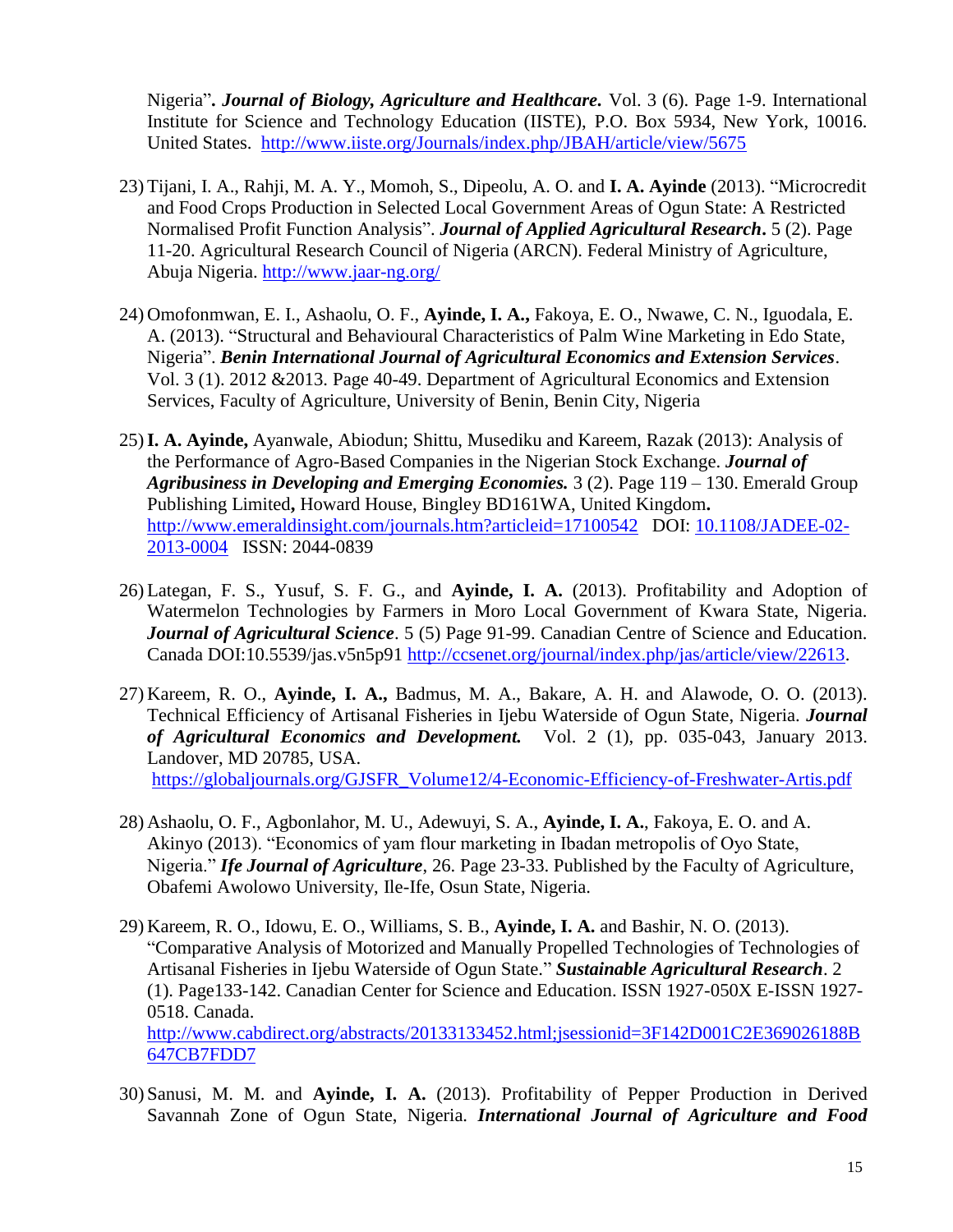Nigeria"**.** ***Journal of Biology, Agriculture and Healthcare.*** Vol. 3 (6). Page 1-9. International Institute for Science and Technology Education (IISTE), P.O. Box 5934, New York, 10016. United States. http://www.iiste.org/Journals/index.php/JBAH/article/view/5675

23) Tijani, I. A., Rahji, M. A. Y., Momoh, S., Dipeolu, A. O. and **I. A. Ayinde** (2013). "Microcredit and Food Crops Production in Selected Local Government Areas of Ogun State: A Restricted Normalised Profit Function Analysis". ***Journal of Applied Agricultural Research*****.** 5 (2). Page 11-20. Agricultural Research Council of Nigeria (ARCN). Federal Ministry of Agriculture, Abuja Nigeria. http://www.jaar-ng.org/

24) Omofonmwan, E. I., Ashaolu, O. F., **Ayinde, I. A.,** Fakoya, E. O., Nwawe, C. N., Iguodala, E. A. (2013). "Structural and Behavioural Characteristics of Palm Wine Marketing in Edo State, Nigeria". ***Benin International Journal of Agricultural Economics and Extension Services***. Vol. 3 (1). 2012 &2013. Page 40-49. Department of Agricultural Economics and Extension Services, Faculty of Agriculture, University of Benin, Benin City, Nigeria

25) **I. A. Ayinde,** Ayanwale, Abiodun; Shittu, Musediku and Kareem, Razak (2013): Analysis of the Performance of Agro-Based Companies in the Nigerian Stock Exchange. ***Journal of Agribusiness in Developing and Emerging Economies.*** 3 (2). Page 119 – 130. Emerald Group Publishing Limited**,** Howard House, Bingley BD161WA, United Kingdom**.** http://www.emeraldinsight.com/journals.htm?articleid=17100542 DOI: 10.1108/JADEE-02-2013-0004 ISSN: 2044-0839

26) Lategan, F. S., Yusuf, S. F. G., and **Ayinde, I. A.** (2013). Profitability and Adoption of Watermelon Technologies by Farmers in Moro Local Government of Kwara State, Nigeria. ***Journal of Agricultural Science***. 5 (5) Page 91-99. Canadian Centre of Science and Education. Canada DOI:10.5539/jas.v5n5p91 http://ccsenet.org/journal/index.php/jas/article/view/22613.

27) Kareem, R. O., **Ayinde, I. A.,** Badmus, M. A., Bakare, A. H. and Alawode, O. O. (2013). Technical Efficiency of Artisanal Fisheries in Ijebu Waterside of Ogun State, Nigeria. ***Journal of Agricultural Economics and Development.*** Vol. 2 (1), pp. 035-043, January 2013. Landover, MD 20785, USA. https://globaljournals.org/GJSFR_Volume12/4-Economic-Efficiency-of-Freshwater-Artis.pdf

28) Ashaolu, O. F., Agbonlahor, M. U., Adewuyi, S. A., **Ayinde, I. A.**, Fakoya, E. O. and A. Akinyo (2013). "Economics of yam flour marketing in Ibadan metropolis of Oyo State, Nigeria." ***Ife Journal of Agriculture***, 26. Page 23-33. Published by the Faculty of Agriculture, Obafemi Awolowo University, Ile-Ife, Osun State, Nigeria.

29) Kareem, R. O., Idowu, E. O., Williams, S. B., **Ayinde, I. A.** and Bashir, N. O. (2013). "Comparative Analysis of Motorized and Manually Propelled Technologies of Technologies of Artisanal Fisheries in Ijebu Waterside of Ogun State." ***Sustainable Agricultural Research***. 2 (1). Page133-142. Canadian Center for Science and Education. ISSN 1927-050X E-ISSN 1927-0518. Canada. http://www.cabdirect.org/abstracts/20133133452.html;jsessionid=3F142D001C2E369026188B647CB7FDD7

30) Sanusi, M. M. and **Ayinde, I. A.** (2013). Profitability of Pepper Production in Derived Savannah Zone of Ogun State, Nigeria. ***International Journal of Agriculture and Food***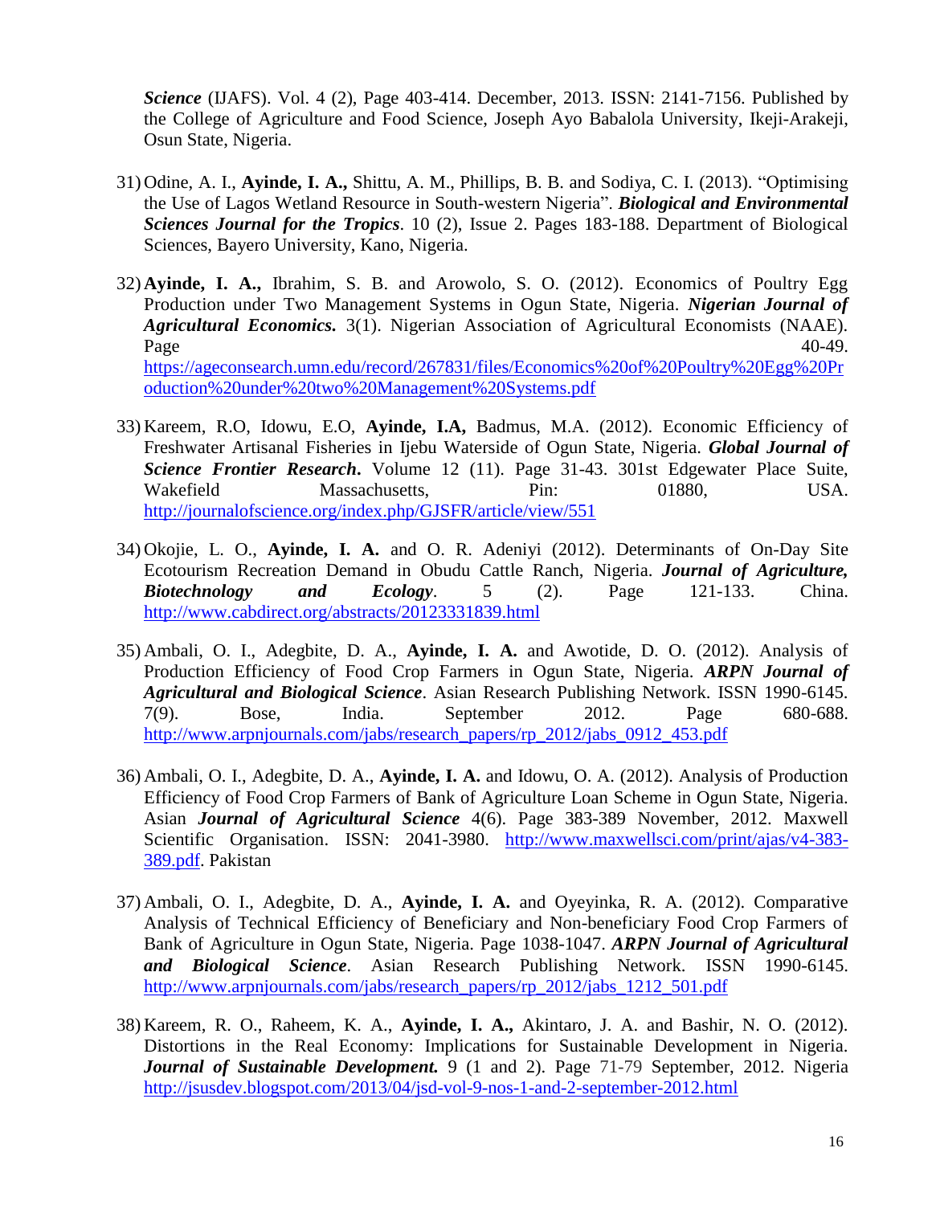***Science*** (IJAFS). Vol. 4 (2), Page 403-414. December, 2013. ISSN: 2141-7156. Published by the College of Agriculture and Food Science, Joseph Ayo Babalola University, Ikeji-Arakeji, Osun State, Nigeria.

31) Odine, A. I., **Ayinde, I. A.,** Shittu, A. M., Phillips, B. B. and Sodiya, C. I. (2013). "Optimising the Use of Lagos Wetland Resource in South-western Nigeria". ***Biological and Environmental Sciences Journal for the Tropics***. 10 (2), Issue 2. Pages 183-188. Department of Biological Sciences, Bayero University, Kano, Nigeria.

32) **Ayinde, I. A.,** Ibrahim, S. B. and Arowolo, S. O. (2012). Economics of Poultry Egg Production under Two Management Systems in Ogun State, Nigeria. ***Nigerian Journal of Agricultural Economics.*** 3(1). Nigerian Association of Agricultural Economists (NAAE). Page 40-49. https://ageconsearch.umn.edu/record/267831/files/Economics%20of%20Poultry%20Egg%20Production%20under%20two%20Management%20Systems.pdf

33) Kareem, R.O, Idowu, E.O, **Ayinde, I.A,** Badmus, M.A. (2012). Economic Efficiency of Freshwater Artisanal Fisheries in Ijebu Waterside of Ogun State, Nigeria. ***Global Journal of Science Frontier Research***. Volume 12 (11). Page 31-43. 301st Edgewater Place Suite, Wakefield Massachusetts, Pin: 01880, USA. http://journalofscience.org/index.php/GJSFR/article/view/551

34) Okojie, L. O., **Ayinde, I. A.** and O. R. Adeniyi (2012). Determinants of On-Day Site Ecotourism Recreation Demand in Obudu Cattle Ranch, Nigeria. ***Journal of Agriculture, Biotechnology and Ecology***. 5 (2). Page 121-133. China. http://www.cabdirect.org/abstracts/20123331839.html

35) Ambali, O. I., Adegbite, D. A., **Ayinde, I. A.** and Awotide, D. O. (2012). Analysis of Production Efficiency of Food Crop Farmers in Ogun State, Nigeria. ***ARPN Journal of Agricultural and Biological Science***. Asian Research Publishing Network. ISSN 1990-6145. 7(9). Bose, India. September 2012. Page 680-688. http://www.arpnjournals.com/jabs/research_papers/rp_2012/jabs_0912_453.pdf

36) Ambali, O. I., Adegbite, D. A., **Ayinde, I. A.** and Idowu, O. A. (2012). Analysis of Production Efficiency of Food Crop Farmers of Bank of Agriculture Loan Scheme in Ogun State, Nigeria. Asian ***Journal of Agricultural Science*** 4(6). Page 383-389 November, 2012. Maxwell Scientific Organisation. ISSN: 2041-3980. http://www.maxwellsci.com/print/ajas/v4-383-389.pdf. Pakistan

37) Ambali, O. I., Adegbite, D. A., **Ayinde, I. A.** and Oyeyinka, R. A. (2012). Comparative Analysis of Technical Efficiency of Beneficiary and Non-beneficiary Food Crop Farmers of Bank of Agriculture in Ogun State, Nigeria. Page 1038-1047. ***ARPN Journal of Agricultural and Biological Science***. Asian Research Publishing Network. ISSN 1990-6145. http://www.arpnjournals.com/jabs/research_papers/rp_2012/jabs_1212_501.pdf

38) Kareem, R. O., Raheem, K. A., **Ayinde, I. A.,** Akintaro, J. A. and Bashir, N. O. (2012). Distortions in the Real Economy: Implications for Sustainable Development in Nigeria. ***Journal of Sustainable Development.*** 9 (1 and 2). Page 71-79 September, 2012. Nigeria http://jsusdev.blogspot.com/2013/04/jsd-vol-9-nos-1-and-2-september-2012.html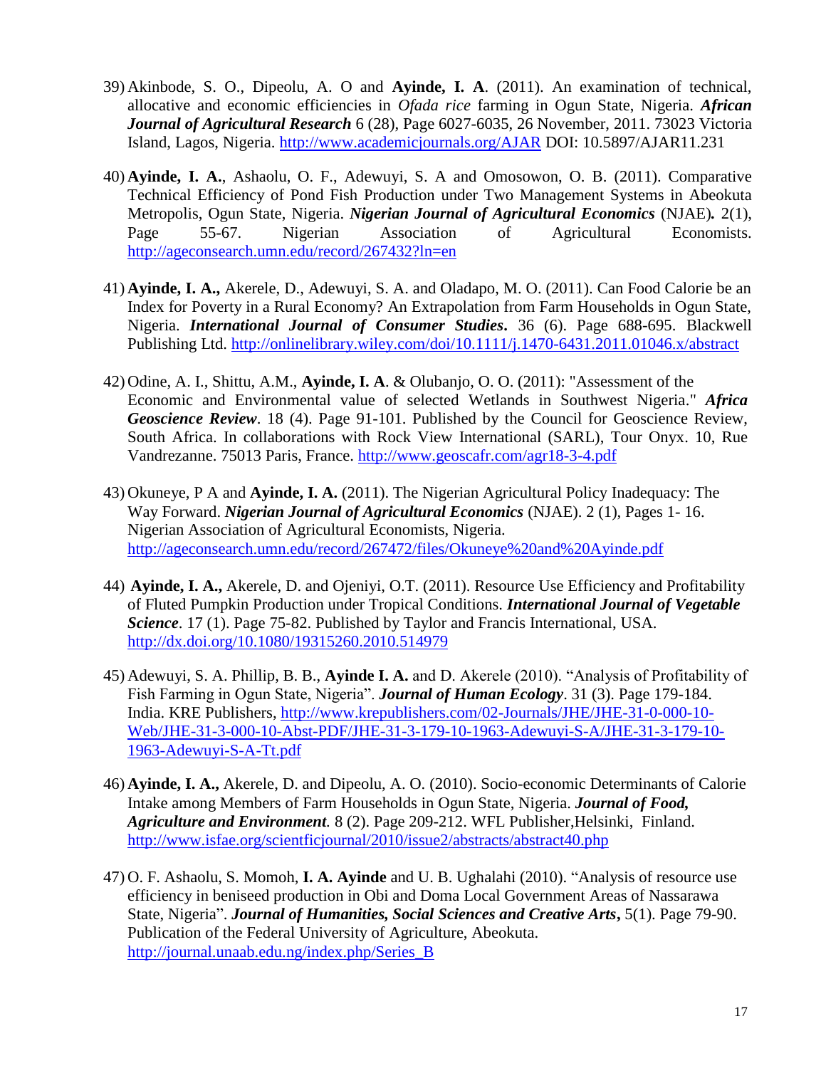39) Akinbode, S. O., Dipeolu, A. O and **Ayinde, I. A**. (2011). An examination of technical, allocative and economic efficiencies in *Ofada rice* farming in Ogun State, Nigeria. ***African Journal of Agricultural Research*** 6 (28), Page 6027-6035, 26 November, 2011. 73023 Victoria Island, Lagos, Nigeria. http://www.academicjournals.org/AJAR DOI: 10.5897/AJAR11.231

40) **Ayinde, I. A.**, Ashaolu, O. F., Adewuyi, S. A and Omosowon, O. B. (2011). Comparative Technical Efficiency of Pond Fish Production under Two Management Systems in Abeokuta Metropolis, Ogun State, Nigeria. ***Nigerian Journal of Agricultural Economics*** (NJAE)***.*** 2(1), Page 55-67. Nigerian Association of Agricultural Economists. http://ageconsearch.umn.edu/record/267432?ln=en

41) **Ayinde, I. A.,** Akerele, D., Adewuyi, S. A. and Oladapo, M. O. (2011). Can Food Calorie be an Index for Poverty in a Rural Economy? An Extrapolation from Farm Households in Ogun State, Nigeria. ***International Journal of Consumer Studies*****.** 36 (6). Page 688-695. Blackwell Publishing Ltd. http://onlinelibrary.wiley.com/doi/10.1111/j.1470-6431.2011.01046.x/abstract

42) Odine, A. I., Shittu, A.M., **Ayinde, I. A**. & Olubanjo, O. O. (2011): "Assessment of the Economic and Environmental value of selected Wetlands in Southwest Nigeria." ***Africa Geoscience Review***. 18 (4). Page 91-101. Published by the Council for Geoscience Review, South Africa. In collaborations with Rock View International (SARL), Tour Onyx. 10, Rue Vandrezanne. 75013 Paris, France. http://www.geoscafr.com/agr18-3-4.pdf

43) Okuneye, P A and **Ayinde, I. A.** (2011). The Nigerian Agricultural Policy Inadequacy: The Way Forward. ***Nigerian Journal of Agricultural Economics*** (NJAE). 2 (1), Pages 1- 16. Nigerian Association of Agricultural Economists, Nigeria. http://ageconsearch.umn.edu/record/267472/files/Okuneye%20and%20Ayinde.pdf

44) **Ayinde, I. A.,** Akerele, D. and Ojeniyi, O.T. (2011). Resource Use Efficiency and Profitability of Fluted Pumpkin Production under Tropical Conditions. ***International Journal of Vegetable Science***. 17 (1). Page 75-82. Published by Taylor and Francis International, USA. http://dx.doi.org/10.1080/19315260.2010.514979

45) Adewuyi, S. A. Phillip, B. B., **Ayinde I. A.** and D. Akerele (2010). "Analysis of Profitability of Fish Farming in Ogun State, Nigeria". ***Journal of Human Ecology***. 31 (3). Page 179-184. India. KRE Publishers, http://www.krepublishers.com/02-Journals/JHE/JHE-31-0-000-10-Web/JHE-31-3-000-10-Abst-PDF/JHE-31-3-179-10-1963-Adewuyi-S-A/JHE-31-3-179-10-1963-Adewuyi-S-A-Tt.pdf

46) **Ayinde, I. A.,** Akerele, D. and Dipeolu, A. O. (2010). Socio-economic Determinants of Calorie Intake among Members of Farm Households in Ogun State, Nigeria. ***Journal of Food, Agriculture and Environment****.* 8 (2). Page 209-212. WFL Publisher,Helsinki, Finland. http://www.isfae.org/scientficjournal/2010/issue2/abstracts/abstract40.php

47) O. F. Ashaolu, S. Momoh, **I. A. Ayinde** and U. B. Ughalahi (2010). "Analysis of resource use efficiency in beniseed production in Obi and Doma Local Government Areas of Nassarawa State, Nigeria". ***Journal of Humanities, Social Sciences and Creative Arts*****,** 5(1). Page 79-90. Publication of the Federal University of Agriculture, Abeokuta. http://journal.unaab.edu.ng/index.php/Series_B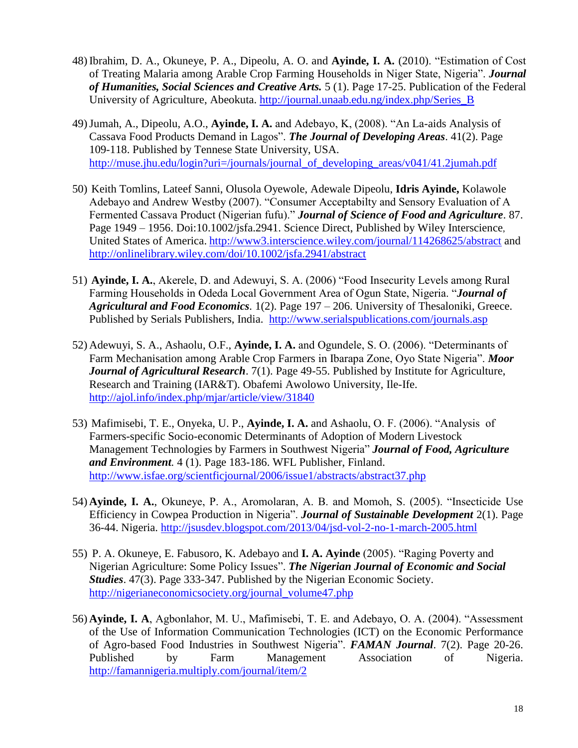48) Ibrahim, D. A., Okuneye, P. A., Dipeolu, A. O. and **Ayinde, I. A.** (2010). "Estimation of Cost of Treating Malaria among Arable Crop Farming Households in Niger State, Nigeria". ***Journal of Humanities, Social Sciences and Creative Arts.*** 5 (1). Page 17-25. Publication of the Federal University of Agriculture, Abeokuta. http://journal.unaab.edu.ng/index.php/Series_B

49) Jumah, A., Dipeolu, A.O., **Ayinde, I. A.** and Adebayo, K, (2008). "An La-aids Analysis of Cassava Food Products Demand in Lagos". ***The Journal of Developing Areas***. 41(2). Page 109-118. Published by Tennese State University, USA. http://muse.jhu.edu/login?uri=/journals/journal_of_developing_areas/v041/41.2jumah.pdf

50) Keith Tomlins, Lateef Sanni, Olusola Oyewole, Adewale Dipeolu, **Idris Ayinde,** Kolawole Adebayo and Andrew Westby (2007). "Consumer Acceptabilty and Sensory Evaluation of A Fermented Cassava Product (Nigerian fufu)." ***Journal of Science of Food and Agriculture***. 87. Page 1949 – 1956. Doi:10.1002/jsfa.2941. Science Direct, Published by Wiley Interscience, United States of America. http://www3.interscience.wiley.com/journal/114268625/abstract and http://onlinelibrary.wiley.com/doi/10.1002/jsfa.2941/abstract

51) **Ayinde, I. A.**, Akerele, D. and Adewuyi, S. A. (2006) "Food Insecurity Levels among Rural Farming Households in Odeda Local Government Area of Ogun State, Nigeria. "***Journal of Agricultural and Food Economics***. 1(2). Page 197 – 206. University of Thesaloniki, Greece. Published by Serials Publishers, India. http://www.serialspublications.com/journals.asp

52) Adewuyi, S. A., Ashaolu, O.F., **Ayinde, I. A.** and Ogundele, S. O. (2006). "Determinants of Farm Mechanisation among Arable Crop Farmers in Ibarapa Zone, Oyo State Nigeria". ***Moor Journal of Agricultural Research***. 7(1). Page 49-55. Published by Institute for Agriculture, Research and Training (IAR&T). Obafemi Awolowo University, Ile-Ife. http://ajol.info/index.php/mjar/article/view/31840

53) Mafimisebi, T. E., Onyeka, U. P., **Ayinde, I. A.** and Ashaolu, O. F. (2006). "Analysis of Farmers-specific Socio-economic Determinants of Adoption of Modern Livestock Management Technologies by Farmers in Southwest Nigeria" ***Journal of Food, Agriculture and Environment.*** 4 (1). Page 183-186. WFL Publisher, Finland. http://www.isfae.org/scientficjournal/2006/issue1/abstracts/abstract37.php

54) **Ayinde, I. A.**, Okuneye, P. A., Aromolaran, A. B. and Momoh, S. (2005). "Insecticide Use Efficiency in Cowpea Production in Nigeria". ***Journal of Sustainable Development*** 2(1). Page 36-44. Nigeria. http://jsusdev.blogspot.com/2013/04/jsd-vol-2-no-1-march-2005.html

55) P. A. Okuneye, E. Fabusoro, K. Adebayo and **I. A. Ayinde** (2005). "Raging Poverty and Nigerian Agriculture: Some Policy Issues". ***The Nigerian Journal of Economic and Social Studies***. 47(3). Page 333-347. Published by the Nigerian Economic Society. http://nigerianeconomicsociety.org/journal_volume47.php

56) **Ayinde, I. A**, Agbonlahor, M. U., Mafimisebi, T. E. and Adebayo, O. A. (2004). "Assessment of the Use of Information Communication Technologies (ICT) on the Economic Performance of Agro-based Food Industries in Southwest Nigeria". ***FAMAN Journal***. 7(2). Page 20-26. Published by Farm Management Association of Nigeria. http://famannigeria.multiply.com/journal/item/2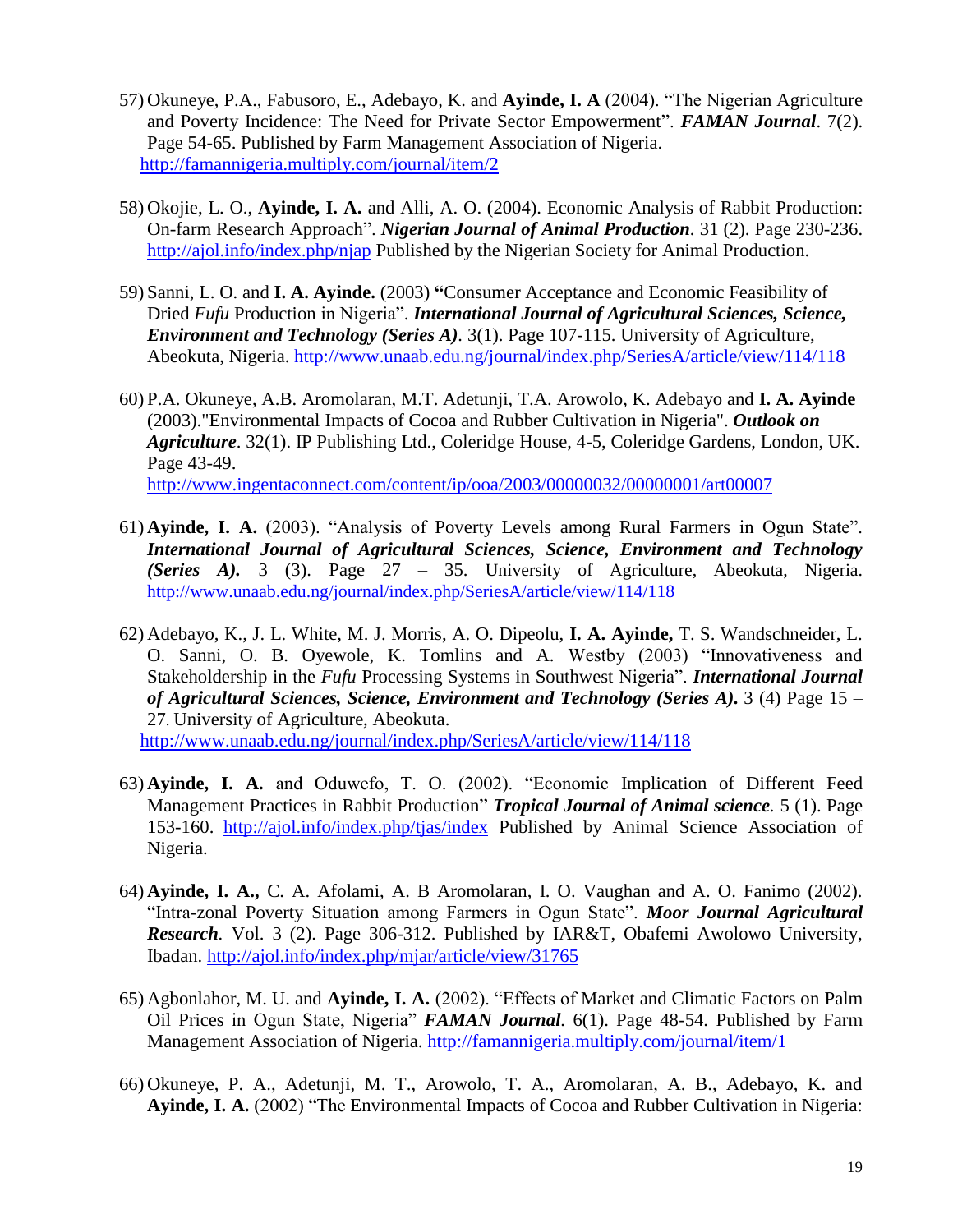57) Okuneye, P.A., Fabusoro, E., Adebayo, K. and **Ayinde, I. A** (2004). "The Nigerian Agriculture and Poverty Incidence: The Need for Private Sector Empowerment". ***FAMAN Journal***. 7(2). Page 54-65. Published by Farm Management Association of Nigeria. http://famannigeria.multiply.com/journal/item/2

58) Okojie, L. O., **Ayinde, I. A.** and Alli, A. O. (2004). Economic Analysis of Rabbit Production: On-farm Research Approach". ***Nigerian Journal of Animal Production***. 31 (2). Page 230-236. http://ajol.info/index.php/njap Published by the Nigerian Society for Animal Production.

59) Sanni, L. O. and **I. A. Ayinde.** (2003) **"**Consumer Acceptance and Economic Feasibility of Dried *Fufu* Production in Nigeria". ***International Journal of Agricultural Sciences, Science, Environment and Technology (Series A)***. 3(1). Page 107-115. University of Agriculture, Abeokuta, Nigeria. http://www.unaab.edu.ng/journal/index.php/SeriesA/article/view/114/118

60) P.A. Okuneye, A.B. Aromolaran, M.T. Adetunji, T.A. Arowolo, K. Adebayo and **I. A. Ayinde** (2003)."Environmental Impacts of Cocoa and Rubber Cultivation in Nigeria". ***Outlook on Agriculture***. 32(1). IP Publishing Ltd., Coleridge House, 4-5, Coleridge Gardens, London, UK. Page 43-49. http://www.ingentaconnect.com/content/ip/ooa/2003/00000032/00000001/art00007

61) **Ayinde, I. A.** (2003). "Analysis of Poverty Levels among Rural Farmers in Ogun State". ***International Journal of Agricultural Sciences, Science, Environment and Technology (Series A).*** 3 (3). Page 27 – 35. University of Agriculture, Abeokuta, Nigeria. http://www.unaab.edu.ng/journal/index.php/SeriesA/article/view/114/118

62) Adebayo, K., J. L. White, M. J. Morris, A. O. Dipeolu, **I. A. Ayinde,** T. S. Wandschneider, L. O. Sanni, O. B. Oyewole, K. Tomlins and A. Westby (2003) "Innovativeness and Stakeholdership in the *Fufu* Processing Systems in Southwest Nigeria". ***International Journal of Agricultural Sciences, Science, Environment and Technology (Series A).*** 3 (4) Page 15 – 27. University of Agriculture, Abeokuta. http://www.unaab.edu.ng/journal/index.php/SeriesA/article/view/114/118

63) **Ayinde, I. A.** and Oduwefo, T. O. (2002). "Economic Implication of Different Feed Management Practices in Rabbit Production" ***Tropical Journal of Animal science***. 5 (1). Page 153-160. http://ajol.info/index.php/tjas/index Published by Animal Science Association of Nigeria.

64) **Ayinde, I. A.,** C. A. Afolami, A. B Aromolaran, I. O. Vaughan and A. O. Fanimo (2002). "Intra-zonal Poverty Situation among Farmers in Ogun State". ***Moor Journal Agricultural Research***. Vol. 3 (2). Page 306-312. Published by IAR&T, Obafemi Awolowo University, Ibadan. http://ajol.info/index.php/mjar/article/view/31765

65) Agbonlahor, M. U. and **Ayinde, I. A.** (2002). "Effects of Market and Climatic Factors on Palm Oil Prices in Ogun State, Nigeria" ***FAMAN Journal***. 6(1). Page 48-54. Published by Farm Management Association of Nigeria. http://famannigeria.multiply.com/journal/item/1

66) Okuneye, P. A., Adetunji, M. T., Arowolo, T. A., Aromolaran, A. B., Adebayo, K. and **Ayinde, I. A.** (2002) "The Environmental Impacts of Cocoa and Rubber Cultivation in Nigeria: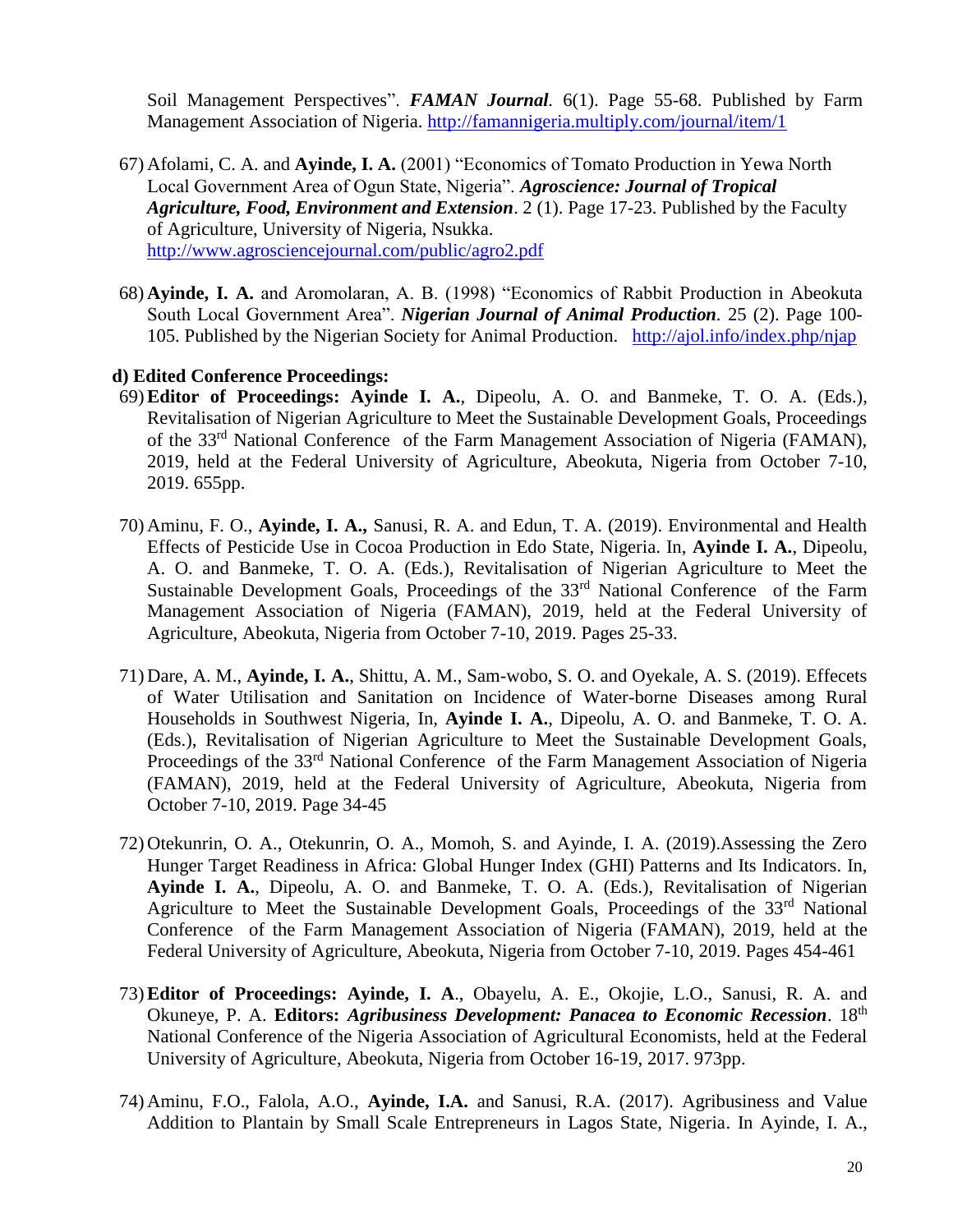Soil Management Perspectives". ***FAMAN Journal***. 6(1). Page 55-68. Published by Farm Management Association of Nigeria. http://famannigeria.multiply.com/journal/item/1

67) Afolami, C. A. and **Ayinde, I. A.** (2001) "Economics of Tomato Production in Yewa North Local Government Area of Ogun State, Nigeria". ***Agroscience: Journal of Tropical Agriculture, Food, Environment and Extension***. 2 (1). Page 17-23. Published by the Faculty of Agriculture, University of Nigeria, Nsukka. http://www.agrosciencejournal.com/public/agro2.pdf

68) **Ayinde, I. A.** and Aromolaran, A. B. (1998) "Economics of Rabbit Production in Abeokuta South Local Government Area". ***Nigerian Journal of Animal Production***. 25 (2). Page 100-105. Published by the Nigerian Society for Animal Production. http://ajol.info/index.php/njap

**d) Edited Conference Proceedings:**

69) **Editor of Proceedings: Ayinde I. A.**, Dipeolu, A. O. and Banmeke, T. O. A. (Eds.), Revitalisation of Nigerian Agriculture to Meet the Sustainable Development Goals, Proceedings of the 33rd National Conference of the Farm Management Association of Nigeria (FAMAN), 2019, held at the Federal University of Agriculture, Abeokuta, Nigeria from October 7-10, 2019. 655pp.

70) Aminu, F. O., **Ayinde, I. A.,** Sanusi, R. A. and Edun, T. A. (2019). Environmental and Health Effects of Pesticide Use in Cocoa Production in Edo State, Nigeria. In, **Ayinde I. A.**, Dipeolu, A. O. and Banmeke, T. O. A. (Eds.), Revitalisation of Nigerian Agriculture to Meet the Sustainable Development Goals, Proceedings of the 33rd National Conference of the Farm Management Association of Nigeria (FAMAN), 2019, held at the Federal University of Agriculture, Abeokuta, Nigeria from October 7-10, 2019. Pages 25-33.

71) Dare, A. M., **Ayinde, I. A.**, Shittu, A. M., Sam-wobo, S. O. and Oyekale, A. S. (2019). Effecets of Water Utilisation and Sanitation on Incidence of Water-borne Diseases among Rural Households in Southwest Nigeria, In, **Ayinde I. A.**, Dipeolu, A. O. and Banmeke, T. O. A. (Eds.), Revitalisation of Nigerian Agriculture to Meet the Sustainable Development Goals, Proceedings of the 33rd National Conference of the Farm Management Association of Nigeria (FAMAN), 2019, held at the Federal University of Agriculture, Abeokuta, Nigeria from October 7-10, 2019. Page 34-45

72) Otekunrin, O. A., Otekunrin, O. A., Momoh, S. and Ayinde, I. A. (2019).Assessing the Zero Hunger Target Readiness in Africa: Global Hunger Index (GHI) Patterns and Its Indicators. In, **Ayinde I. A.**, Dipeolu, A. O. and Banmeke, T. O. A. (Eds.), Revitalisation of Nigerian Agriculture to Meet the Sustainable Development Goals, Proceedings of the 33rd National Conference of the Farm Management Association of Nigeria (FAMAN), 2019, held at the Federal University of Agriculture, Abeokuta, Nigeria from October 7-10, 2019. Pages 454-461

73) **Editor of Proceedings: Ayinde, I. A**., Obayelu, A. E., Okojie, L.O., Sanusi, R. A. and Okuneye, P. A. **Editors: *Agribusiness Development: Panacea to Economic Recession***. 18th National Conference of the Nigeria Association of Agricultural Economists, held at the Federal University of Agriculture, Abeokuta, Nigeria from October 16-19, 2017. 973pp.

74) Aminu, F.O., Falola, A.O., **Ayinde, I.A.** and Sanusi, R.A. (2017). Agribusiness and Value Addition to Plantain by Small Scale Entrepreneurs in Lagos State, Nigeria. In Ayinde, I. A.,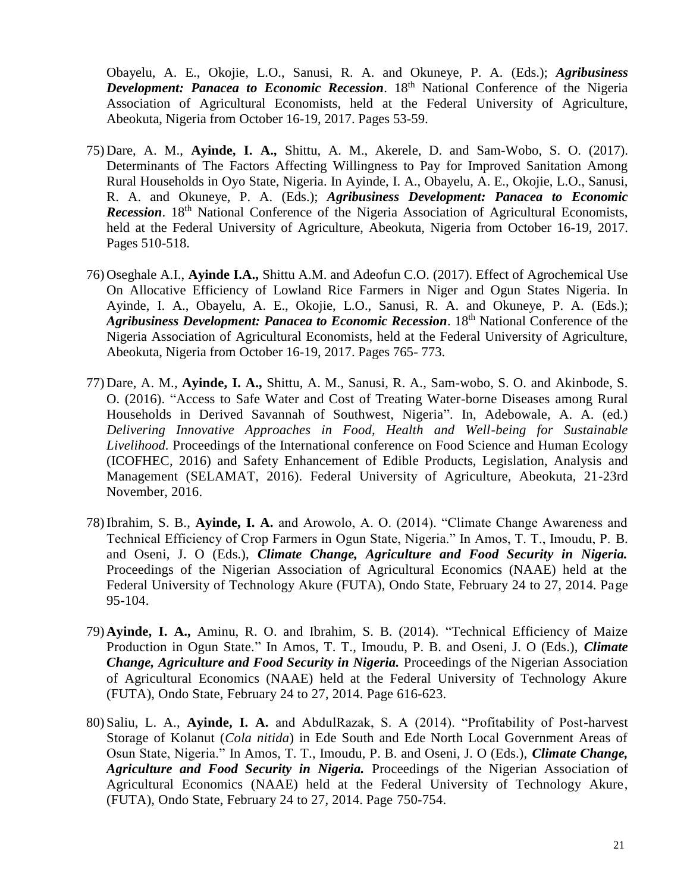Obayelu, A. E., Okojie, L.O., Sanusi, R. A. and Okuneye, P. A. (Eds.); ***Agribusiness Development: Panacea to Economic Recession***. 18th National Conference of the Nigeria Association of Agricultural Economists, held at the Federal University of Agriculture, Abeokuta, Nigeria from October 16-19, 2017. Pages 53-59.

75) Dare, A. M., **Ayinde, I. A.,** Shittu, A. M., Akerele, D. and Sam-Wobo, S. O. (2017). Determinants of The Factors Affecting Willingness to Pay for Improved Sanitation Among Rural Households in Oyo State, Nigeria. In Ayinde, I. A., Obayelu, A. E., Okojie, L.O., Sanusi, R. A. and Okuneye, P. A. (Eds.); ***Agribusiness Development: Panacea to Economic Recession***. 18th National Conference of the Nigeria Association of Agricultural Economists, held at the Federal University of Agriculture, Abeokuta, Nigeria from October 16-19, 2017. Pages 510-518.

76) Oseghale A.I., **Ayinde I.A.,** Shittu A.M. and Adeofun C.O. (2017). Effect of Agrochemical Use On Allocative Efficiency of Lowland Rice Farmers in Niger and Ogun States Nigeria. In Ayinde, I. A., Obayelu, A. E., Okojie, L.O., Sanusi, R. A. and Okuneye, P. A. (Eds.); ***Agribusiness Development: Panacea to Economic Recession***. 18th National Conference of the Nigeria Association of Agricultural Economists, held at the Federal University of Agriculture, Abeokuta, Nigeria from October 16-19, 2017. Pages 765- 773.

77) Dare, A. M., **Ayinde, I. A.,** Shittu, A. M., Sanusi, R. A., Sam-wobo, S. O. and Akinbode, S. O. (2016). "Access to Safe Water and Cost of Treating Water-borne Diseases among Rural Households in Derived Savannah of Southwest, Nigeria". In, Adebowale, A. A. (ed.) *Delivering Innovative Approaches in Food, Health and Well-being for Sustainable Livelihood.* Proceedings of the International conference on Food Science and Human Ecology (ICOFHEC, 2016) and Safety Enhancement of Edible Products, Legislation, Analysis and Management (SELAMAT, 2016). Federal University of Agriculture, Abeokuta, 21-23rd November, 2016.

78) Ibrahim, S. B., **Ayinde, I. A.** and Arowolo, A. O. (2014). "Climate Change Awareness and Technical Efficiency of Crop Farmers in Ogun State, Nigeria." In Amos, T. T., Imoudu, P. B. and Oseni, J. O (Eds.), ***Climate Change, Agriculture and Food Security in Nigeria.*** Proceedings of the Nigerian Association of Agricultural Economics (NAAE) held at the Federal University of Technology Akure (FUTA), Ondo State, February 24 to 27, 2014. Page 95-104.

79) **Ayinde, I. A.,** Aminu, R. O. and Ibrahim, S. B. (2014). "Technical Efficiency of Maize Production in Ogun State." In Amos, T. T., Imoudu, P. B. and Oseni, J. O (Eds.), ***Climate Change, Agriculture and Food Security in Nigeria.*** Proceedings of the Nigerian Association of Agricultural Economics (NAAE) held at the Federal University of Technology Akure (FUTA), Ondo State, February 24 to 27, 2014. Page 616-623.

80) Saliu, L. A., **Ayinde, I. A.** and AbdulRazak, S. A (2014). "Profitability of Post-harvest Storage of Kolanut (*Cola nitida*) in Ede South and Ede North Local Government Areas of Osun State, Nigeria." In Amos, T. T., Imoudu, P. B. and Oseni, J. O (Eds.), ***Climate Change, Agriculture and Food Security in Nigeria.*** Proceedings of the Nigerian Association of Agricultural Economics (NAAE) held at the Federal University of Technology Akure, (FUTA), Ondo State, February 24 to 27, 2014. Page 750-754.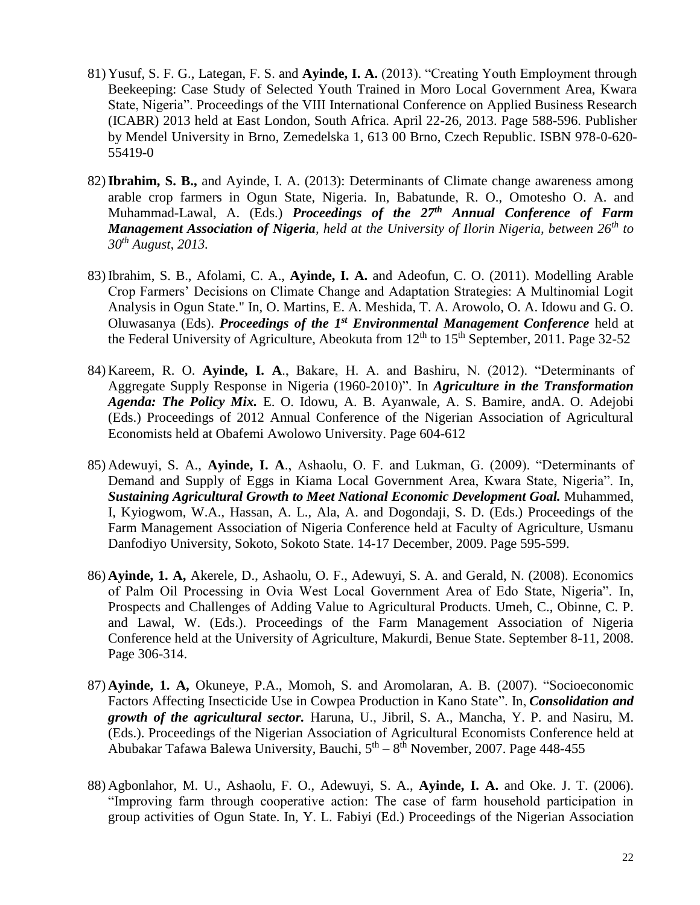81) Yusuf, S. F. G., Lategan, F. S. and **Ayinde, I. A.** (2013). "Creating Youth Employment through Beekeeping: Case Study of Selected Youth Trained in Moro Local Government Area, Kwara State, Nigeria". Proceedings of the VIII International Conference on Applied Business Research (ICABR) 2013 held at East London, South Africa. April 22-26, 2013. Page 588-596. Publisher by Mendel University in Brno, Zemedelska 1, 613 00 Brno, Czech Republic. ISBN 978-0-620-55419-0

82) **Ibrahim, S. B.,** and Ayinde, I. A. (2013): Determinants of Climate change awareness among arable crop farmers in Ogun State, Nigeria. In, Babatunde, R. O., Omotesho O. A. and Muhammad-Lawal, A. (Eds.) ***Proceedings of the 27th Annual Conference of Farm Management Association of Nigeria**, held at the University of Ilorin Nigeria, between 26th to 30th August, 2013.*

83) Ibrahim, S. B., Afolami, C. A., **Ayinde, I. A.** and Adeofun, C. O. (2011). Modelling Arable Crop Farmers' Decisions on Climate Change and Adaptation Strategies: A Multinomial Logit Analysis in Ogun State." In, O. Martins, E. A. Meshida, T. A. Arowolo, O. A. Idowu and G. O. Oluwasanya (Eds). ***Proceedings of the 1st Environmental Management Conference*** held at the Federal University of Agriculture, Abeokuta from 12th to 15th September, 2011. Page 32-52

84) Kareem, R. O. **Ayinde, I. A**., Bakare, H. A. and Bashiru, N. (2012). "Determinants of Aggregate Supply Response in Nigeria (1960-2010)". In ***Agriculture in the Transformation Agenda: The Policy Mix.*** E. O. Idowu, A. B. Ayanwale, A. S. Bamire, andA. O. Adejobi (Eds.) Proceedings of 2012 Annual Conference of the Nigerian Association of Agricultural Economists held at Obafemi Awolowo University. Page 604-612

85) Adewuyi, S. A., **Ayinde, I. A**., Ashaolu, O. F. and Lukman, G. (2009). "Determinants of Demand and Supply of Eggs in Kiama Local Government Area, Kwara State, Nigeria". In, ***Sustaining Agricultural Growth to Meet National Economic Development Goal.*** Muhammed, I, Kyiogwom, W.A., Hassan, A. L., Ala, A. and Dogondaji, S. D. (Eds.) Proceedings of the Farm Management Association of Nigeria Conference held at Faculty of Agriculture, Usmanu Danfodiyo University, Sokoto, Sokoto State. 14-17 December, 2009. Page 595-599.

86) **Ayinde, 1. A,** Akerele, D., Ashaolu, O. F., Adewuyi, S. A. and Gerald, N. (2008). Economics of Palm Oil Processing in Ovia West Local Government Area of Edo State, Nigeria". In, Prospects and Challenges of Adding Value to Agricultural Products. Umeh, C., Obinne, C. P. and Lawal, W. (Eds.). Proceedings of the Farm Management Association of Nigeria Conference held at the University of Agriculture, Makurdi, Benue State. September 8-11, 2008. Page 306-314.

87) **Ayinde, 1. A,** Okuneye, P.A., Momoh, S. and Aromolaran, A. B. (2007). "Socioeconomic Factors Affecting Insecticide Use in Cowpea Production in Kano State". In, ***Consolidation and growth of the agricultural sector.*** Haruna, U., Jibril, S. A., Mancha, Y. P. and Nasiru, M. (Eds.). Proceedings of the Nigerian Association of Agricultural Economists Conference held at Abubakar Tafawa Balewa University, Bauchi, 5th – 8th November, 2007. Page 448-455

88) Agbonlahor, M. U., Ashaolu, F. O., Adewuyi, S. A., **Ayinde, I. A.** and Oke. J. T. (2006). "Improving farm through cooperative action: The case of farm household participation in group activities of Ogun State. In, Y. L. Fabiyi (Ed.) Proceedings of the Nigerian Association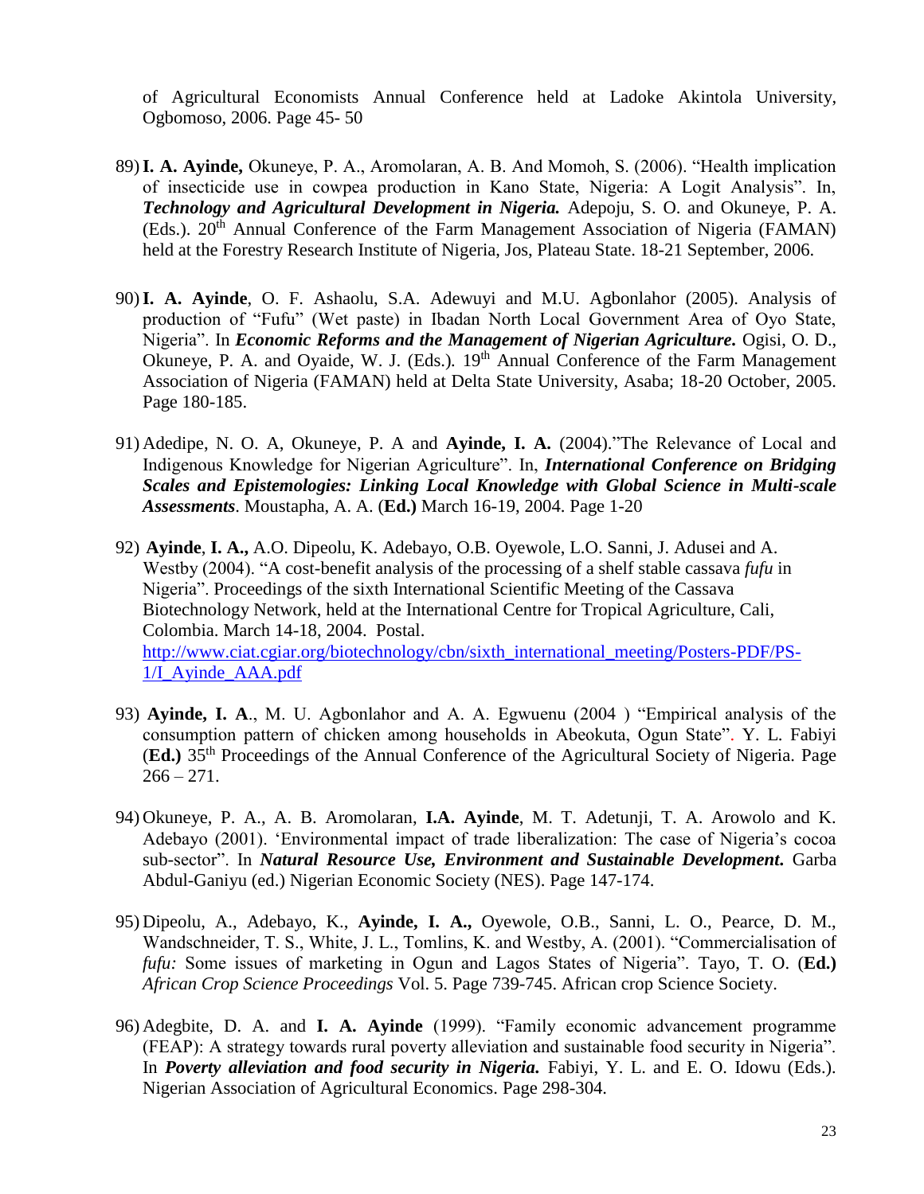of Agricultural Economists Annual Conference held at Ladoke Akintola University, Ogbomoso, 2006. Page 45- 50

89) **I. A. Ayinde,** Okuneye, P. A., Aromolaran, A. B. And Momoh, S. (2006). "Health implication of insecticide use in cowpea production in Kano State, Nigeria: A Logit Analysis". In, ***Technology and Agricultural Development in Nigeria.*** Adepoju, S. O. and Okuneye, P. A. (Eds.). 20th Annual Conference of the Farm Management Association of Nigeria (FAMAN) held at the Forestry Research Institute of Nigeria, Jos, Plateau State. 18-21 September, 2006.

90) **I. A. Ayinde**, O. F. Ashaolu, S.A. Adewuyi and M.U. Agbonlahor (2005). Analysis of production of "Fufu" (Wet paste) in Ibadan North Local Government Area of Oyo State, Nigeria". In ***Economic Reforms and the Management of Nigerian Agriculture.*** Ogisi, O. D., Okuneye, P. A. and Oyaide, W. J. (Eds.). 19th Annual Conference of the Farm Management Association of Nigeria (FAMAN) held at Delta State University, Asaba; 18-20 October, 2005. Page 180-185.

91) Adedipe, N. O. A, Okuneye, P. A and **Ayinde, I. A.** (2004)."The Relevance of Local and Indigenous Knowledge for Nigerian Agriculture". In, ***International Conference on Bridging Scales and Epistemologies: Linking Local Knowledge with Global Science in Multi-scale Assessments***. Moustapha, A. A. (**Ed.)** March 16-19, 2004. Page 1-20

92) **Ayinde**, **I. A.,** A.O. Dipeolu, K. Adebayo, O.B. Oyewole, L.O. Sanni, J. Adusei and A. Westby (2004). "A cost-benefit analysis of the processing of a shelf stable cassava *fufu* in Nigeria". Proceedings of the sixth International Scientific Meeting of the Cassava Biotechnology Network, held at the International Centre for Tropical Agriculture, Cali, Colombia. March 14-18, 2004. Postal. http://www.ciat.cgiar.org/biotechnology/cbn/sixth_international_meeting/Posters-PDF/PS-1/I_Ayinde_AAA.pdf

93) **Ayinde, I. A**., M. U. Agbonlahor and A. A. Egwuenu (2004 ) "Empirical analysis of the consumption pattern of chicken among households in Abeokuta, Ogun State". Y. L. Fabiyi (**Ed.)** 35th Proceedings of the Annual Conference of the Agricultural Society of Nigeria. Page 266 – 271.

94) Okuneye, P. A., A. B. Aromolaran, **I.A. Ayinde**, M. T. Adetunji, T. A. Arowolo and K. Adebayo (2001). 'Environmental impact of trade liberalization: The case of Nigeria's cocoa sub-sector". In ***Natural Resource Use, Environment and Sustainable Development.*** Garba Abdul-Ganiyu (ed.) Nigerian Economic Society (NES). Page 147-174.

95) Dipeolu, A., Adebayo, K., **Ayinde, I. A.,** Oyewole, O.B., Sanni, L. O., Pearce, D. M., Wandschneider, T. S., White, J. L., Tomlins, K. and Westby, A. (2001). "Commercialisation of *fufu:* Some issues of marketing in Ogun and Lagos States of Nigeria". Tayo, T. O. (**Ed.)** *African Crop Science Proceedings* Vol. 5. Page 739-745. African crop Science Society.

96) Adegbite, D. A. and **I. A. Ayinde** (1999). "Family economic advancement programme (FEAP): A strategy towards rural poverty alleviation and sustainable food security in Nigeria". In ***Poverty alleviation and food security in Nigeria.*** Fabiyi, Y. L. and E. O. Idowu (Eds.). Nigerian Association of Agricultural Economics. Page 298-304.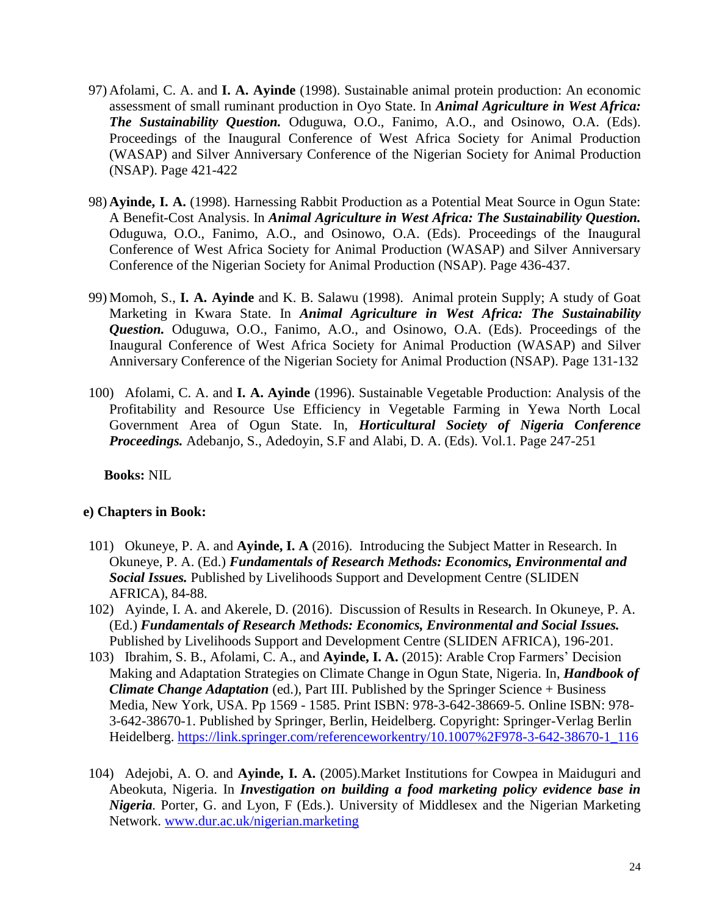97) Afolami, C. A. and **I. A. Ayinde** (1998). Sustainable animal protein production: An economic assessment of small ruminant production in Oyo State. In ***Animal Agriculture in West Africa: The Sustainability Question.*** Oduguwa, O.O., Fanimo, A.O., and Osinowo, O.A. (Eds). Proceedings of the Inaugural Conference of West Africa Society for Animal Production (WASAP) and Silver Anniversary Conference of the Nigerian Society for Animal Production (NSAP). Page 421-422

98) **Ayinde, I. A.** (1998). Harnessing Rabbit Production as a Potential Meat Source in Ogun State: A Benefit-Cost Analysis. In ***Animal Agriculture in West Africa: The Sustainability Question.*** Oduguwa, O.O., Fanimo, A.O., and Osinowo, O.A. (Eds). Proceedings of the Inaugural Conference of West Africa Society for Animal Production (WASAP) and Silver Anniversary Conference of the Nigerian Society for Animal Production (NSAP). Page 436-437.

99) Momoh, S., **I. A. Ayinde** and K. B. Salawu (1998). Animal protein Supply; A study of Goat Marketing in Kwara State. In ***Animal Agriculture in West Africa: The Sustainability Question.*** Oduguwa, O.O., Fanimo, A.O., and Osinowo, O.A. (Eds). Proceedings of the Inaugural Conference of West Africa Society for Animal Production (WASAP) and Silver Anniversary Conference of the Nigerian Society for Animal Production (NSAP). Page 131-132

100) Afolami, C. A. and **I. A. Ayinde** (1996). Sustainable Vegetable Production: Analysis of the Profitability and Resource Use Efficiency in Vegetable Farming in Yewa North Local Government Area of Ogun State. In, ***Horticultural Society of Nigeria Conference Proceedings.*** Adebanjo, S., Adedoyin, S.F and Alabi, D. A. (Eds). Vol.1. Page 247-251

**Books:** NIL

**e) Chapters in Book:**

101) Okuneye, P. A. and **Ayinde, I. A** (2016). Introducing the Subject Matter in Research. In Okuneye, P. A. (Ed.) ***Fundamentals of Research Methods: Economics, Environmental and Social Issues.*** Published by Livelihoods Support and Development Centre (SLIDEN AFRICA), 84-88.

102) Ayinde, I. A. and Akerele, D. (2016). Discussion of Results in Research. In Okuneye, P. A. (Ed.) ***Fundamentals of Research Methods: Economics, Environmental and Social Issues.*** Published by Livelihoods Support and Development Centre (SLIDEN AFRICA), 196-201.

103) Ibrahim, S. B., Afolami, C. A., and **Ayinde, I. A.** (2015): Arable Crop Farmers' Decision Making and Adaptation Strategies on Climate Change in Ogun State, Nigeria. In, ***Handbook of Climate Change Adaptation*** (ed.), Part III. Published by the Springer Science + Business Media, New York, USA. Pp 1569 - 1585. Print ISBN: 978-3-642-38669-5. Online ISBN: 978-3-642-38670-1. Published by Springer, Berlin, Heidelberg. Copyright: Springer-Verlag Berlin Heidelberg. https://link.springer.com/referenceworkentry/10.1007%2F978-3-642-38670-1_116

104) Adejobi, A. O. and **Ayinde, I. A.** (2005).Market Institutions for Cowpea in Maiduguri and Abeokuta, Nigeria. In ***Investigation on building a food marketing policy evidence base in Nigeria.*** Porter, G. and Lyon, F (Eds.). University of Middlesex and the Nigerian Marketing Network. www.dur.ac.uk/nigerian.marketing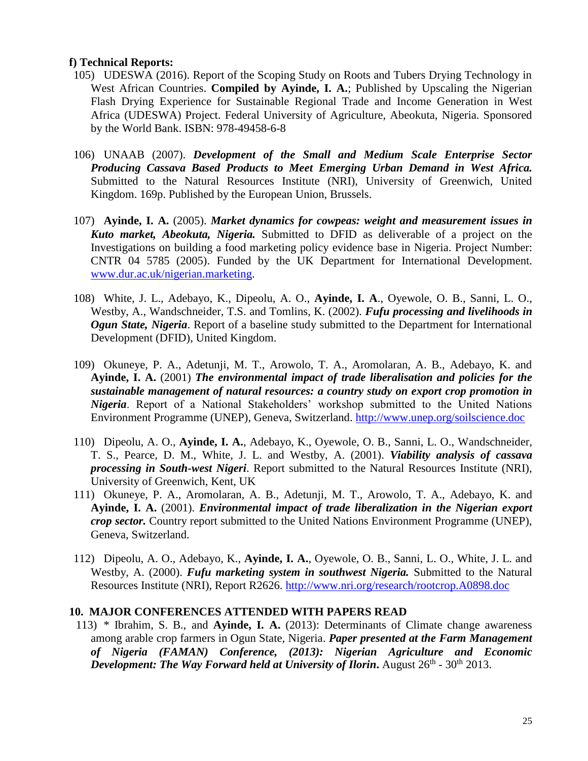### f) Technical Reports:

105) UDESWA (2016). Report of the Scoping Study on Roots and Tubers Drying Technology in West African Countries. **Compiled by Ayinde, I. A.**; Published by Upscaling the Nigerian Flash Drying Experience for Sustainable Regional Trade and Income Generation in West Africa (UDESWA) Project. Federal University of Agriculture, Abeokuta, Nigeria. Sponsored by the World Bank. ISBN: 978-49458-6-8

106) UNAAB (2007). ***Development of the Small and Medium Scale Enterprise Sector Producing Cassava Based Products to Meet Emerging Urban Demand in West Africa.*** Submitted to the Natural Resources Institute (NRI), University of Greenwich, United Kingdom. 169p. Published by the European Union, Brussels.

107) **Ayinde, I. A.** (2005). ***Market dynamics for cowpeas: weight and measurement issues in Kuto market, Abeokuta, Nigeria.*** Submitted to DFID as deliverable of a project on the Investigations on building a food marketing policy evidence base in Nigeria. Project Number: CNTR 04 5785 (2005). Funded by the UK Department for International Development. www.dur.ac.uk/nigerian.marketing.

108) White, J. L., Adebayo, K., Dipeolu, A. O., **Ayinde, I. A**., Oyewole, O. B., Sanni, L. O., Westby, A., Wandschneider, T.S. and Tomlins, K. (2002). ***Fufu processing and livelihoods in Ogun State, Nigeria***. Report of a baseline study submitted to the Department for International Development (DFID), United Kingdom.

109) Okuneye, P. A., Adetunji, M. T., Arowolo, T. A., Aromolaran, A. B., Adebayo, K. and **Ayinde, I. A.** (2001) ***The environmental impact of trade liberalisation and policies for the sustainable management of natural resources: a country study on export crop promotion in Nigeria***. Report of a National Stakeholders' workshop submitted to the United Nations Environment Programme (UNEP), Geneva, Switzerland. http://www.unep.org/soilscience.doc

110) Dipeolu, A. O., **Ayinde, I. A.**, Adebayo, K., Oyewole, O. B., Sanni, L. O., Wandschneider, T. S., Pearce, D. M., White, J. L. and Westby, A. (2001). ***Viability analysis of cassava processing in South-west Nigeri***. Report submitted to the Natural Resources Institute (NRI), University of Greenwich, Kent, UK

111) Okuneye, P. A., Aromolaran, A. B., Adetunji, M. T., Arowolo, T. A., Adebayo, K. and **Ayinde, I. A.** (2001). ***Environmental impact of trade liberalization in the Nigerian export crop sector.*** Country report submitted to the United Nations Environment Programme (UNEP), Geneva, Switzerland.

112) Dipeolu, A. O., Adebayo, K., **Ayinde, I. A.**, Oyewole, O. B., Sanni, L. O., White, J. L. and Westby, A. (2000). ***Fufu marketing system in southwest Nigeria.*** Submitted to the Natural Resources Institute (NRI), Report R2626. http://www.nri.org/research/rootcrop.A0898.doc

## 10. MAJOR CONFERENCES ATTENDED WITH PAPERS READ

113) * Ibrahim, S. B., and **Ayinde, I. A.** (2013): Determinants of Climate change awareness among arable crop farmers in Ogun State, Nigeria. ***Paper presented at the Farm Management of Nigeria (FAMAN) Conference, (2013): Nigerian Agriculture and Economic Development: The Way Forward held at University of Ilorin.*** August 26th - 30th 2013.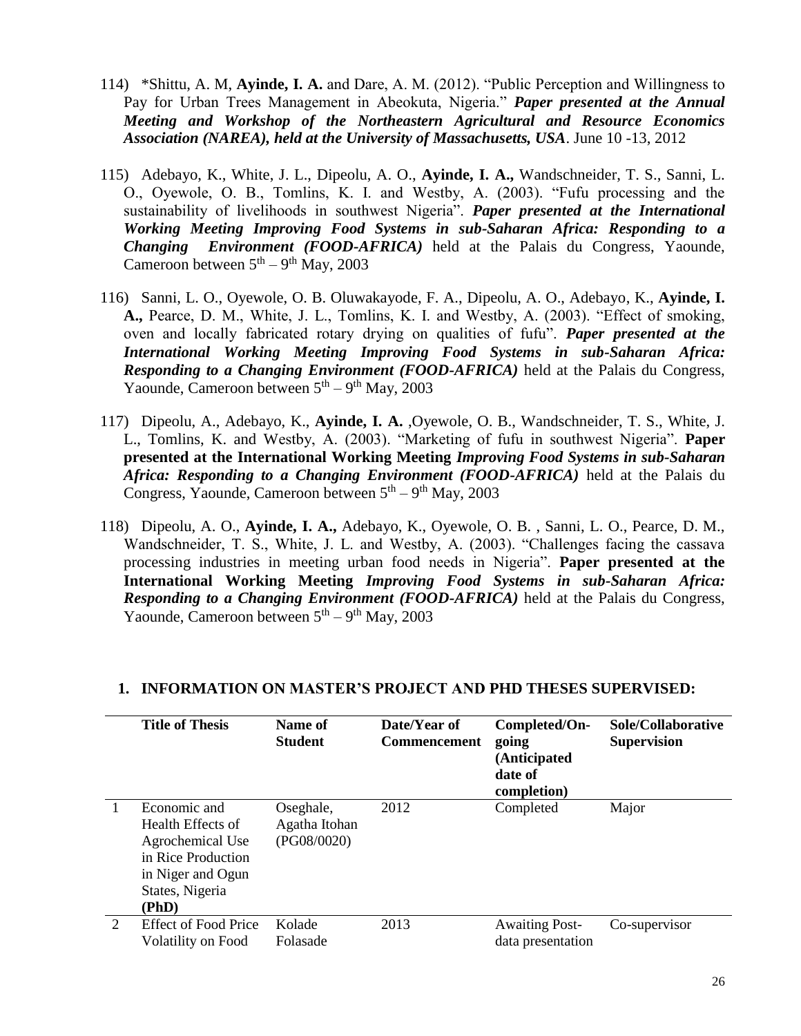114) *Shittu, A. M, **Ayinde, I. A.** and Dare, A. M. (2012). "Public Perception and Willingness to Pay for Urban Trees Management in Abeokuta, Nigeria." ***Paper presented at the Annual Meeting and Workshop of the Northeastern Agricultural and Resource Economics Association (NAREA), held at the University of Massachusetts, USA***. June 10 -13, 2012

115) Adebayo, K., White, J. L., Dipeolu, A. O., **Ayinde, I. A.,** Wandschneider, T. S., Sanni, L. O., Oyewole, O. B., Tomlins, K. I. and Westby, A. (2003). "Fufu processing and the sustainability of livelihoods in southwest Nigeria". ***Paper presented at the International Working Meeting Improving Food Systems in sub-Saharan Africa: Responding to a Changing Environment (FOOD-AFRICA)*** held at the Palais du Congress, Yaounde, Cameroon between 5th – 9th May, 2003

116) Sanni, L. O., Oyewole, O. B. Oluwakayode, F. A., Dipeolu, A. O., Adebayo, K., **Ayinde, I. A.,** Pearce, D. M., White, J. L., Tomlins, K. I. and Westby, A. (2003). "Effect of smoking, oven and locally fabricated rotary drying on qualities of fufu". ***Paper presented at the International Working Meeting Improving Food Systems in sub-Saharan Africa: Responding to a Changing Environment (FOOD-AFRICA)*** held at the Palais du Congress, Yaounde, Cameroon between 5th – 9th May, 2003

117) Dipeolu, A., Adebayo, K., **Ayinde, I. A.** ,Oyewole, O. B., Wandschneider, T. S., White, J. L., Tomlins, K. and Westby, A. (2003). "Marketing of fufu in southwest Nigeria". **Paper presented at the International Working Meeting** ***Improving Food Systems in sub-Saharan Africa: Responding to a Changing Environment (FOOD-AFRICA)*** held at the Palais du Congress, Yaounde, Cameroon between 5th – 9th May, 2003

118) Dipeolu, A. O., **Ayinde, I. A.,** Adebayo, K., Oyewole, O. B. , Sanni, L. O., Pearce, D. M., Wandschneider, T. S., White, J. L. and Westby, A. (2003). "Challenges facing the cassava processing industries in meeting urban food needs in Nigeria". **Paper presented at the International Working Meeting** ***Improving Food Systems in sub-Saharan Africa: Responding to a Changing Environment (FOOD-AFRICA)*** held at the Palais du Congress, Yaounde, Cameroon between 5th – 9th May, 2003

## 1. INFORMATION ON MASTER'S PROJECT AND PHD THESES SUPERVISED:

| | Title of Thesis | Name of Student | Date/Year of Commencement | Completed/On-going (Anticipated date of completion) | Sole/Collaborative Supervision |
|---|---|---|---|---|---|
| 1 | Economic and Health Effects of Agrochemical Use in Rice Production in Niger and Ogun States, Nigeria **(PhD)** | Oseghale, Agatha Itohan (PG08/0020) | 2012 | Completed | Major |
| 2 | Effect of Food Price Volatility on Food | Kolade Folasade | 2013 | Awaiting Post-data presentation | Co-supervisor |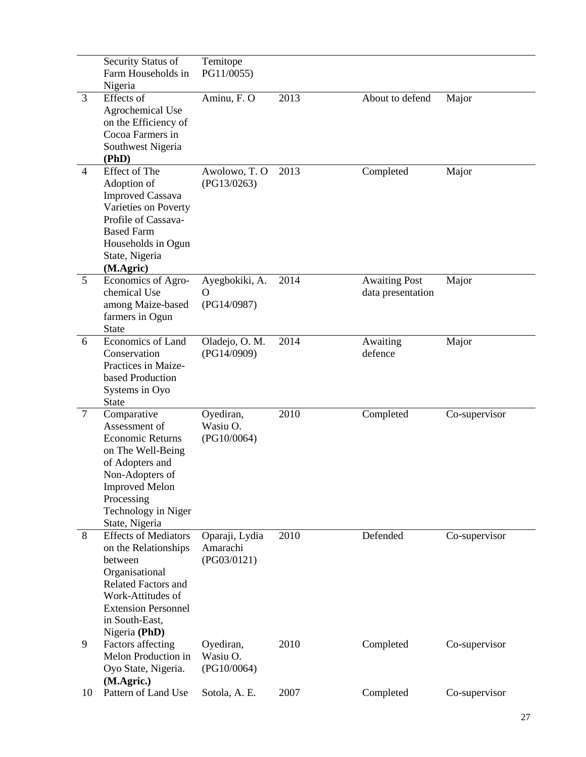| | | | | | |
|---|---|---|---|---|---|
| | Security Status of Farm Households in Nigeria | Temitope PG11/0055) | | | |
| 3 | Effects of Agrochemical Use on the Efficiency of Cocoa Farmers in Southwest Nigeria **(PhD)** | Aminu, F. O | 2013 | About to defend | Major |
| 4 | Effect of The Adoption of Improved Cassava Varieties on Poverty Profile of Cassava-Based Farm Households in Ogun State, Nigeria **(M.Agric)** | Awolowo, T. O (PG13/0263) | 2013 | Completed | Major |
| 5 | Economics of Agro-chemical Use among Maize-based farmers in Ogun State | Ayegbokiki, A. O (PG14/0987) | 2014 | Awaiting Post data presentation | Major |
| 6 | Economics of Land Conservation Practices in Maize-based Production Systems in Oyo State | Oladejo, O. M. (PG14/0909) | 2014 | Awaiting defence | Major |
| 7 | Comparative Assessment of Economic Returns on The Well-Being of Adopters and Non-Adopters of Improved Melon Processing Technology in Niger State, Nigeria | Oyediran, Wasiu O. (PG10/0064) | 2010 | Completed | Co-supervisor |
| 8 | Effects of Mediators on the Relationships between Organisational Related Factors and Work-Attitudes of Extension Personnel in South-East, Nigeria **(PhD)** | Oparaji, Lydia Amarachi (PG03/0121) | 2010 | Defended | Co-supervisor |
| 9 | Factors affecting Melon Production in Oyo State, Nigeria. **(M.Agric.)** | Oyediran, Wasiu O. (PG10/0064) | 2010 | Completed | Co-supervisor |
| 10 | Pattern of Land Use | Sotola, A. E. | 2007 | Completed | Co-supervisor |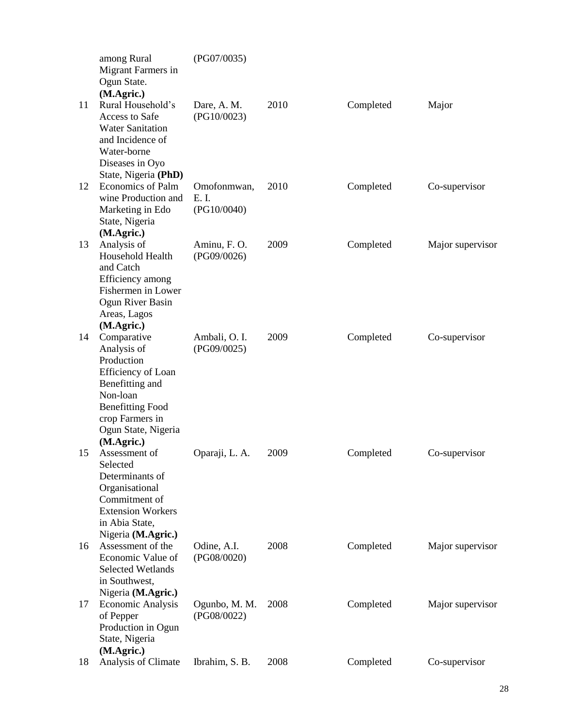| | | | | | |
|---|---|---|---|---|---|
| | among Rural Migrant Farmers in Ogun State. **(M.Agric.)** | (PG07/0035) | | | |
| 11 | Rural Household's Access to Safe Water Sanitation and Incidence of Water-borne Diseases in Oyo State, Nigeria **(PhD)** | Dare, A. M. (PG10/0023) | 2010 | Completed | Major |
| 12 | Economics of Palm wine Production and Marketing in Edo State, Nigeria **(M.Agric.)** | Omofonmwan, E. I. (PG10/0040) | 2010 | Completed | Co-supervisor |
| 13 | Analysis of Household Health and Catch Efficiency among Fishermen in Lower Ogun River Basin Areas, Lagos **(M.Agric.)** | Aminu, F. O. (PG09/0026) | 2009 | Completed | Major supervisor |
| 14 | Comparative Analysis of Production Efficiency of Loan Benefitting and Non-loan Benefitting Food crop Farmers in Ogun State, Nigeria **(M.Agric.)** | Ambali, O. I. (PG09/0025) | 2009 | Completed | Co-supervisor |
| 15 | Assessment of Selected Determinants of Organisational Commitment of Extension Workers in Abia State, Nigeria **(M.Agric.)** | Oparaji, L. A. | 2009 | Completed | Co-supervisor |
| 16 | Assessment of the Economic Value of Selected Wetlands in Southwest, Nigeria **(M.Agric.)** | Odine, A.I. (PG08/0020) | 2008 | Completed | Major supervisor |
| 17 | Economic Analysis of Pepper Production in Ogun State, Nigeria **(M.Agric.)** | Ogunbo, M. M. (PG08/0022) | 2008 | Completed | Major supervisor |
| 18 | Analysis of Climate | Ibrahim, S. B. | 2008 | Completed | Co-supervisor |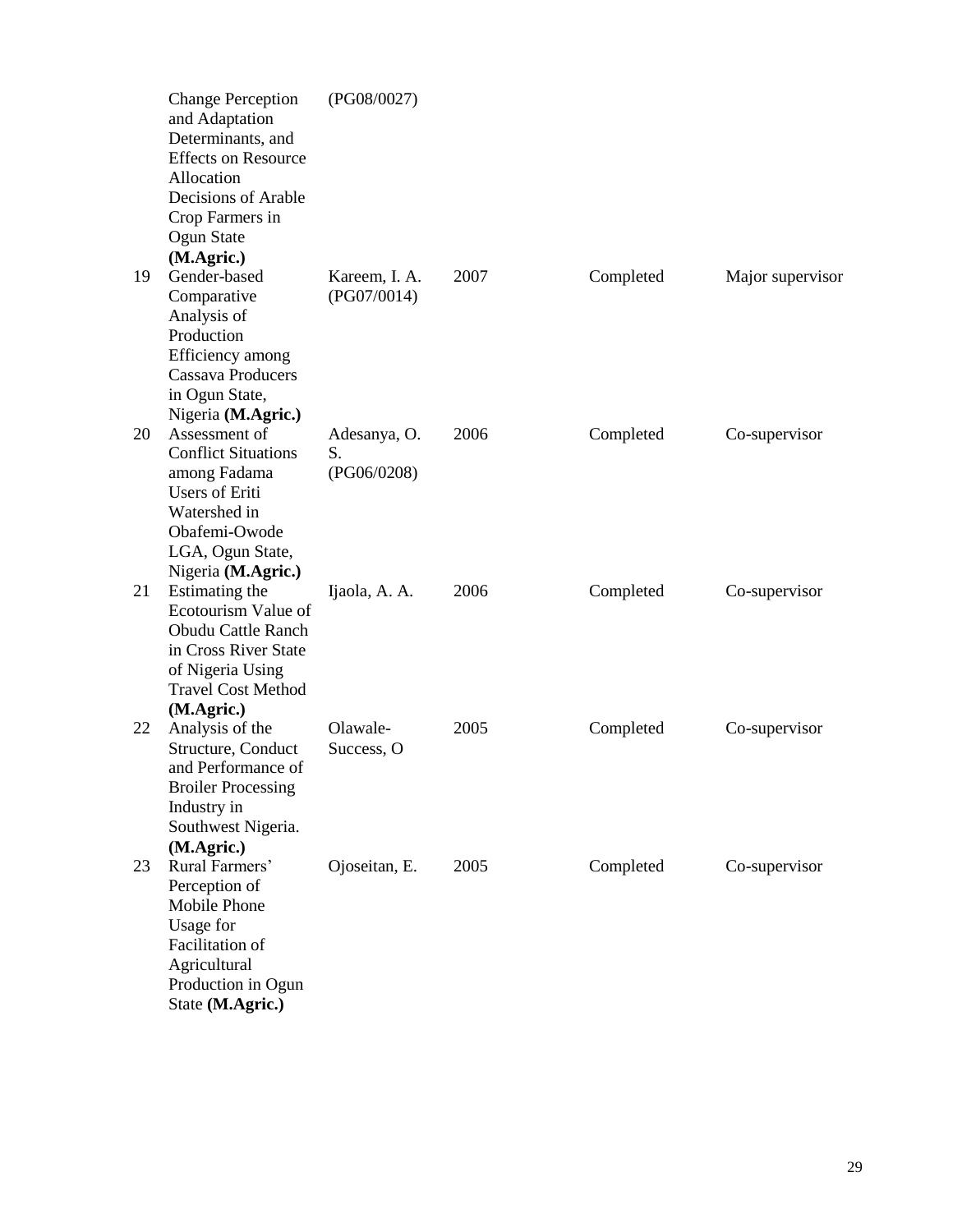| | | | | | |
|---|---|---|---|---|---|
| | Change Perception and Adaptation Determinants, and Effects on Resource Allocation Decisions of Arable Crop Farmers in Ogun State **(M.Agric.)** | (PG08/0027) | | | |
| 19 | Gender-based Comparative Analysis of Production Efficiency among Cassava Producers in Ogun State, Nigeria **(M.Agric.)** | Kareem, I. A. (PG07/0014) | 2007 | Completed | Major supervisor |
| 20 | Assessment of Conflict Situations among Fadama Users of Eriti Watershed in Obafemi-Owode LGA, Ogun State, Nigeria **(M.Agric.)** | Adesanya, O. S. (PG06/0208) | 2006 | Completed | Co-supervisor |
| 21 | Estimating the Ecotourism Value of Obudu Cattle Ranch in Cross River State of Nigeria Using Travel Cost Method **(M.Agric.)** | Ijaola, A. A. | 2006 | Completed | Co-supervisor |
| 22 | Analysis of the Structure, Conduct and Performance of Broiler Processing Industry in Southwest Nigeria. **(M.Agric.)** | Olawale-Success, O | 2005 | Completed | Co-supervisor |
| 23 | Rural Farmers' Perception of Mobile Phone Usage for Facilitation of Agricultural Production in Ogun State **(M.Agric.)** | Ojoseitan, E. | 2005 | Completed | Co-supervisor |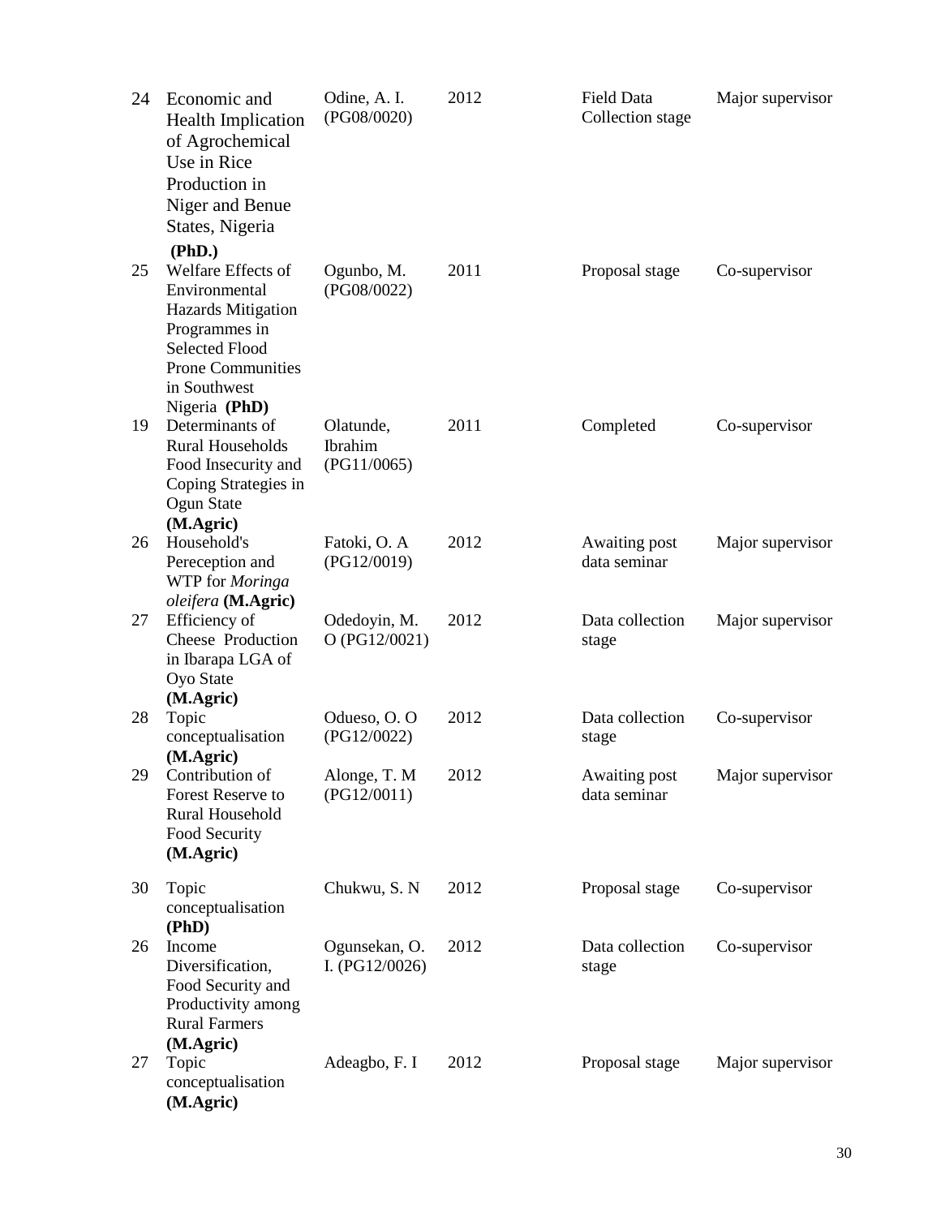| | | | | | |
|---|---|---|---|---|---|
| 24 | Economic and Health Implication of Agrochemical Use in Rice Production in Niger and Benue States, Nigeria **(PhD.)** | Odine, A. I. (PG08/0020) | 2012 | Field Data Collection stage | Major supervisor |
| 25 | Welfare Effects of Environmental Hazards Mitigation Programmes in Selected Flood Prone Communities in Southwest Nigeria **(PhD)** | Ogunbo, M. (PG08/0022) | 2011 | Proposal stage | Co-supervisor |
| 19 | Determinants of Rural Households Food Insecurity and Coping Strategies in Ogun State **(M.Agric)** | Olatunde, Ibrahim (PG11/0065) | 2011 | Completed | Co-supervisor |
| 26 | Household's Pereception and WTP for *Moringa oleifera* **(M.Agric)** | Fatoki, O. A (PG12/0019) | 2012 | Awaiting post data seminar | Major supervisor |
| 27 | Efficiency of Cheese Production in Ibarapa LGA of Oyo State **(M.Agric)** | Odedoyin, M. O (PG12/0021) | 2012 | Data collection stage | Major supervisor |
| 28 | Topic conceptualisation **(M.Agric)** | Odueso, O. O (PG12/0022) | 2012 | Data collection stage | Co-supervisor |
| 29 | Contribution of Forest Reserve to Rural Household Food Security **(M.Agric)** | Alonge, T. M (PG12/0011) | 2012 | Awaiting post data seminar | Major supervisor |
| 30 | Topic conceptualisation **(PhD)** | Chukwu, S. N | 2012 | Proposal stage | Co-supervisor |
| 26 | Income Diversification, Food Security and Productivity among Rural Farmers **(M.Agric)** | Ogunsekan, O. I. (PG12/0026) | 2012 | Data collection stage | Co-supervisor |
| 27 | Topic conceptualisation **(M.Agric)** | Adeagbo, F. I | 2012 | Proposal stage | Major supervisor |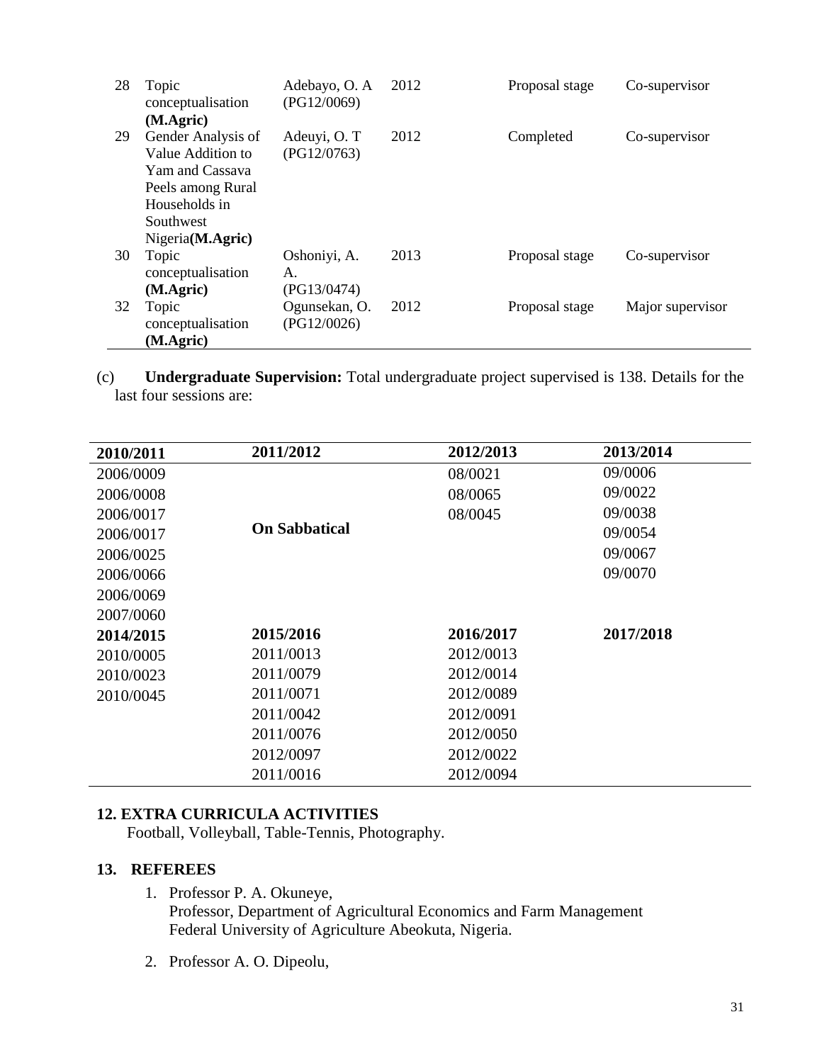| | | | | | |
|---|---|---|---|---|---|
| 28 | Topic conceptualisation **(M.Agric)** | Adebayo, O. A (PG12/0069) | 2012 | Proposal stage | Co-supervisor |
| 29 | Gender Analysis of Value Addition to Yam and Cassava Peels among Rural Households in Southwest Nigeria**(M.Agric)** | Adeuyi, O. T (PG12/0763) | 2012 | Completed | Co-supervisor |
| 30 | Topic conceptualisation **(M.Agric)** | Oshoniyi, A. A. (PG13/0474) | 2013 | Proposal stage | Co-supervisor |
| 32 | Topic conceptualisation **(M.Agric)** | Ogunsekan, O. (PG12/0026) | 2012 | Proposal stage | Major supervisor |

(c) **Undergraduate Supervision:** Total undergraduate project supervised is 138. Details for the last four sessions are:

| 2010/2011 | 2011/2012 | 2012/2013 | 2013/2014 |
|---|---|---|---|
| 2006/0009 | | 08/0021 | 09/0006 |
| 2006/0008 | | 08/0065 | 09/0022 |
| 2006/0017 | | 08/0045 | 09/0038 |
| 2006/0017 | **On Sabbatical** | | 09/0054 |
| 2006/0025 | | | 09/0067 |
| 2006/0066 | | | 09/0070 |
| 2006/0069 | | | |
| 2007/0060 | | | |
| **2014/2015** | **2015/2016** | **2016/2017** | **2017/2018** |
| 2010/0005 | 2011/0013 | 2012/0013 | |
| 2010/0023 | 2011/0079 | 2012/0014 | |
| 2010/0045 | 2011/0071 | 2012/0089 | |
| | 2011/0042 | 2012/0091 | |
| | 2011/0076 | 2012/0050 | |
| | 2012/0097 | 2012/0022 | |
| | 2011/0016 | 2012/0094 | |

## 12. EXTRA CURRICULA ACTIVITIES

Football, Volleyball, Table-Tennis, Photography.

## 13. REFEREES

1. Professor P. A. Okuneye,
   Professor, Department of Agricultural Economics and Farm Management
   Federal University of Agriculture Abeokuta, Nigeria.

2. Professor A. O. Dipeolu,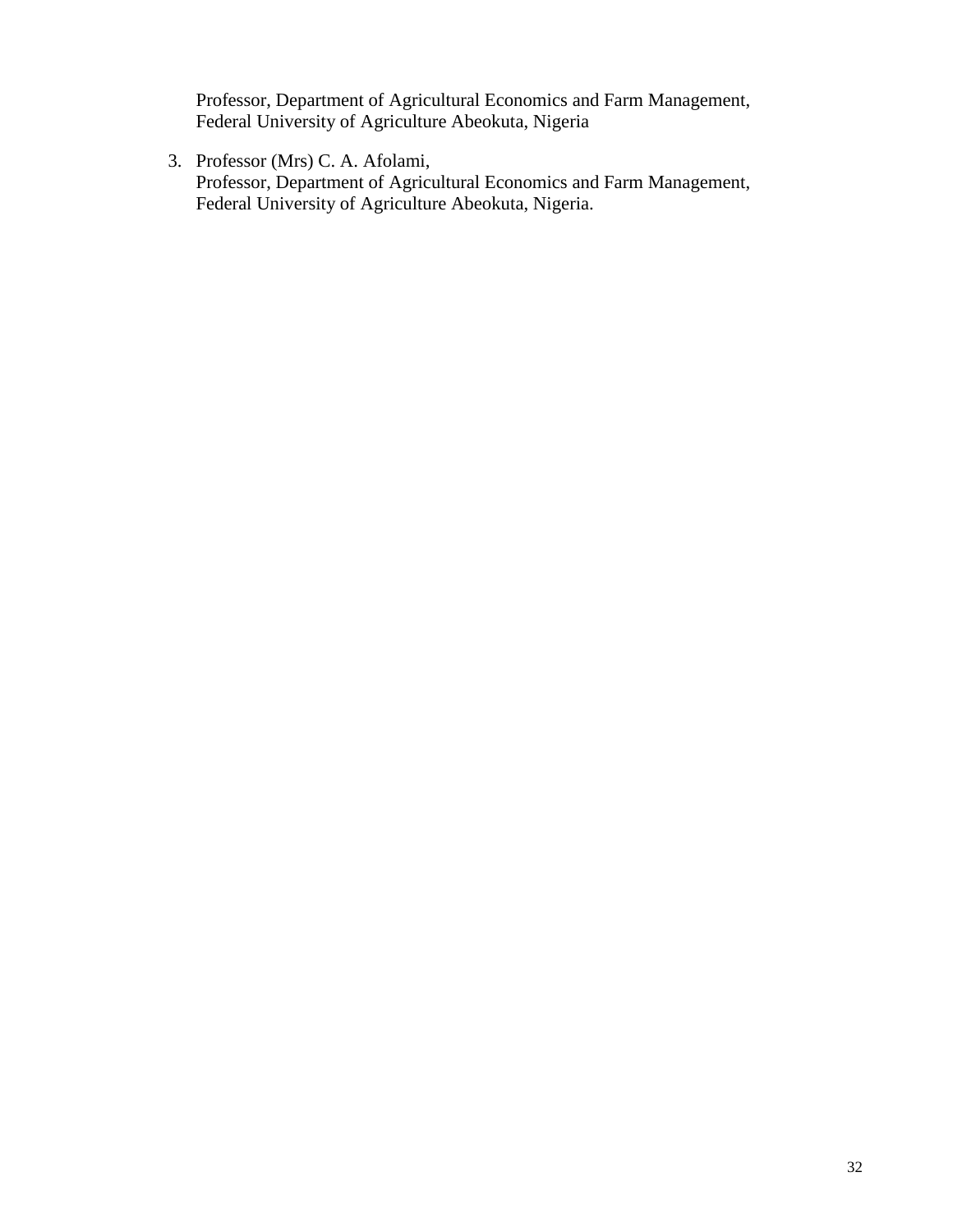Professor, Department of Agricultural Economics and Farm Management,
Federal University of Agriculture Abeokuta, Nigeria

3. Professor (Mrs) C. A. Afolami,
   Professor, Department of Agricultural Economics and Farm Management,
   Federal University of Agriculture Abeokuta, Nigeria.